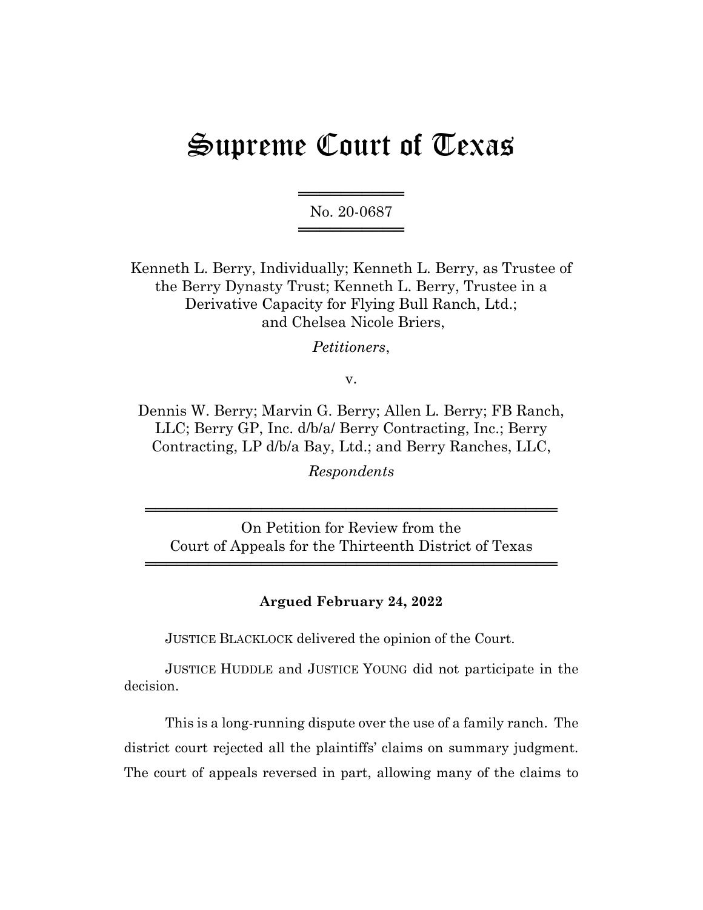# Supreme Court of Texas

No. 20-0687

Kenneth L. Berry, Individually; Kenneth L. Berry, as Trustee of the Berry Dynasty Trust; Kenneth L. Berry, Trustee in a Derivative Capacity for Flying Bull Ranch, Ltd.; and Chelsea Nicole Briers,

*Petitioners*,

v.

Dennis W. Berry; Marvin G. Berry; Allen L. Berry; FB Ranch, LLC; Berry GP, Inc. d/b/a/ Berry Contracting, Inc.; Berry Contracting, LP d/b/a Bay, Ltd.; and Berry Ranches, LLC,

*Respondents*

On Petition for Review from the Court of Appeals for the Thirteenth District of Texas

**Argued February 24, 2022**

JUSTICE BLACKLOCK delivered the opinion of the Court.

JUSTICE HUDDLE and JUSTICE YOUNG did not participate in the decision.

This is a long-running dispute over the use of a family ranch. The district court rejected all the plaintiffs' claims on summary judgment. The court of appeals reversed in part, allowing many of the claims to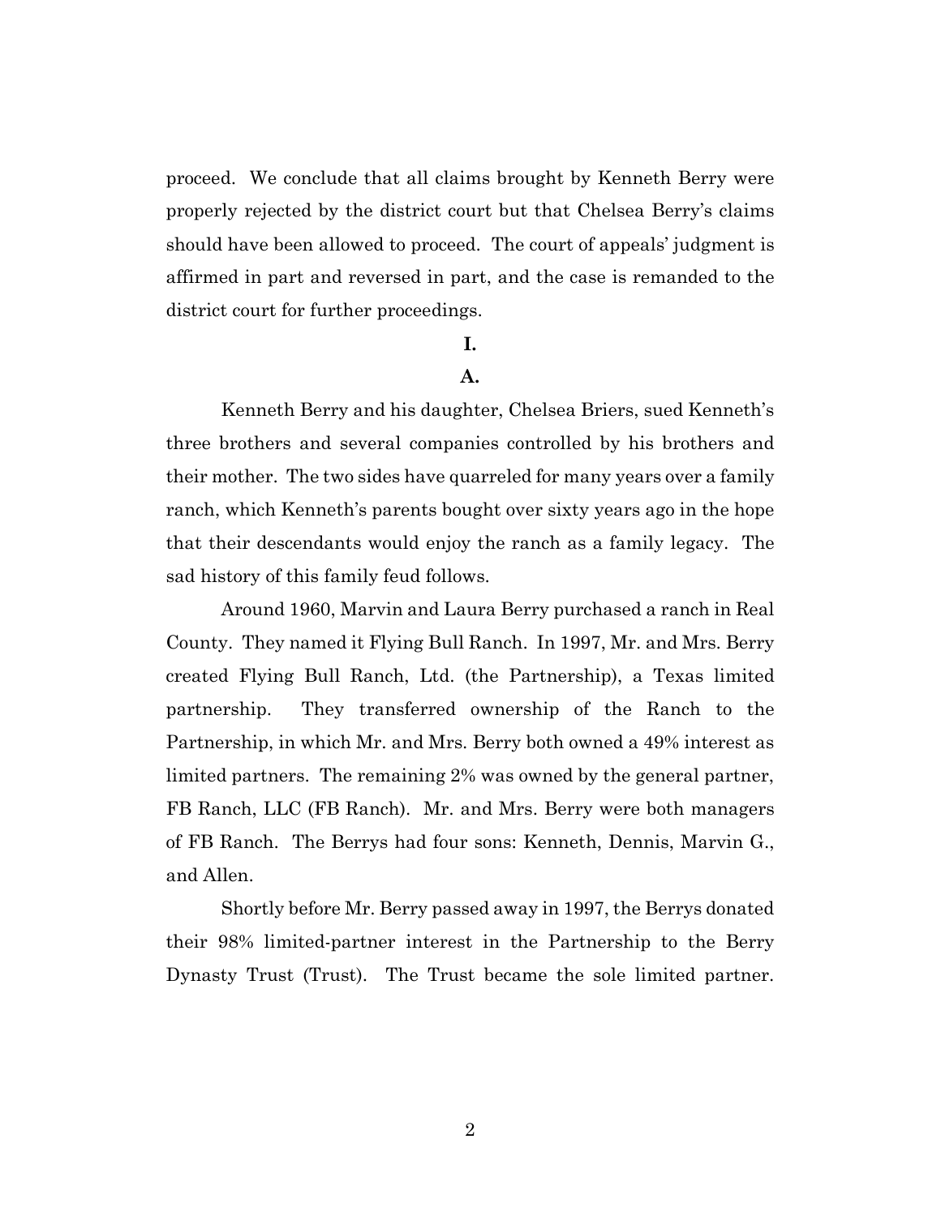proceed. We conclude that all claims brought by Kenneth Berry were properly rejected by the district court but that Chelsea Berry's claims should have been allowed to proceed. The court of appeals' judgment is affirmed in part and reversed in part, and the case is remanded to the district court for further proceedings.

## I.

### A.

Kenneth Berry and his daughter, Chelsea Briers, sued Kenneth's three brothers and several companies controlled by his brothers and their mother. The two sides have quarreled for many years over a family ranch, which Kenneth's parents bought over sixty years ago in the hope that their descendants would enjoy the ranch as a family legacy. The sad history of this family feud follows.

Around 1960, Marvin and Laura Berry purchased a ranch in Real County. They named it Flying Bull Ranch. In 1997, Mr. and Mrs. Berry created Flying Bull Ranch, Ltd. (the Partnership), a Texas limited partnership. They transferred ownership of the Ranch to the Partnership, in which Mr. and Mrs. Berry both owned a 49% interest as limited partners. The remaining 2% was owned by the general partner, FB Ranch, LLC (FB Ranch). Mr. and Mrs. Berry were both managers of FB Ranch. The Berrys had four sons: Kenneth, Dennis, Marvin G., and Allen.

Shortly before Mr. Berry passed away in 1997, the Berrys donated their 98% limited-partner interest in the Partnership to the Berry Dynasty Trust (Trust). The Trust became the sole limited partner.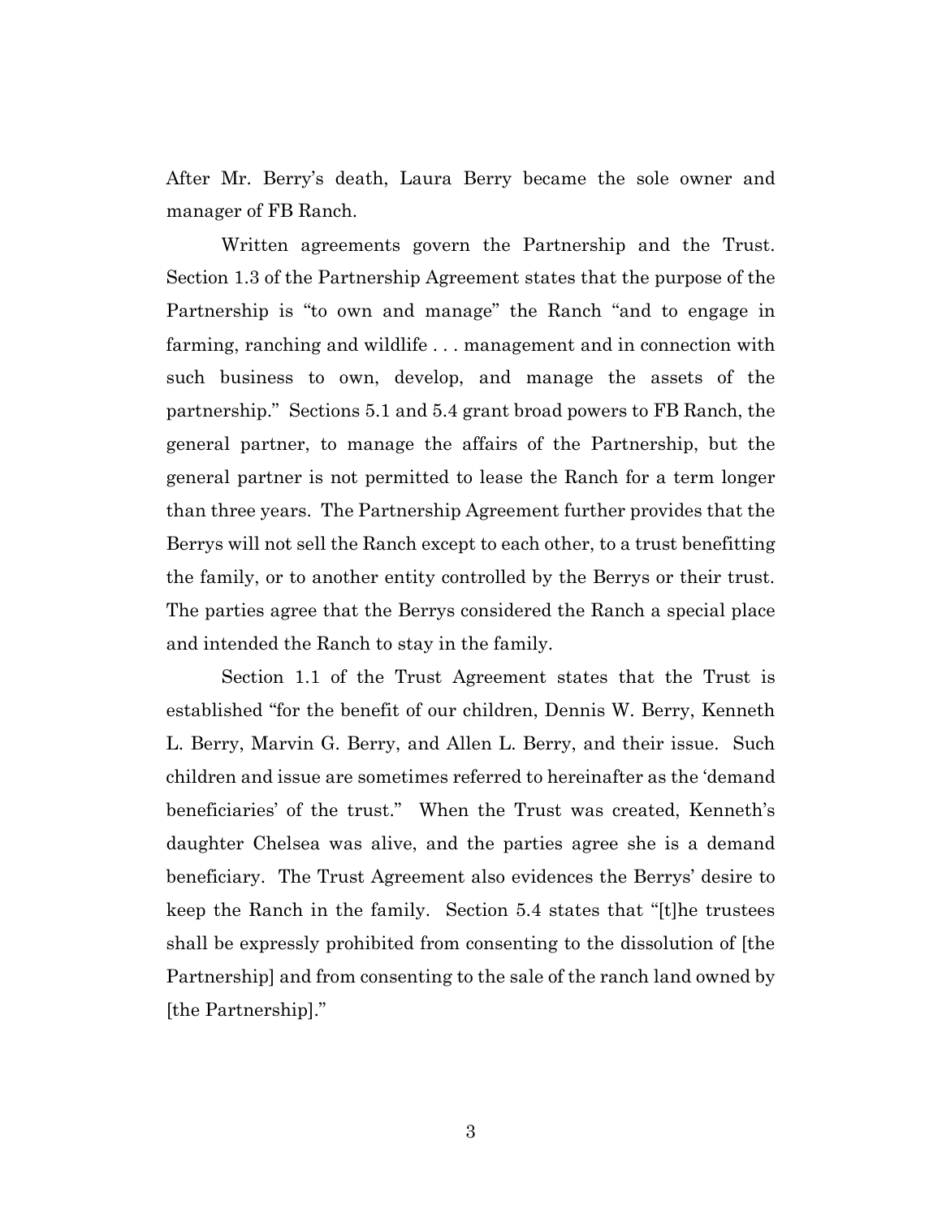After Mr. Berry's death, Laura Berry became the sole owner and manager of FB Ranch.

Written agreements govern the Partnership and the Trust. Section 1.3 of the Partnership Agreement states that the purpose of the Partnership is "to own and manage" the Ranch "and to engage in farming, ranching and wildlife . . . management and in connection with such business to own, develop, and manage the assets of the partnership." Sections 5.1 and 5.4 grant broad powers to FB Ranch, the general partner, to manage the affairs of the Partnership, but the general partner is not permitted to lease the Ranch for a term longer than three years. The Partnership Agreement further provides that the Berrys will not sell the Ranch except to each other, to a trust benefitting the family, or to another entity controlled by the Berrys or their trust. The parties agree that the Berrys considered the Ranch a special place and intended the Ranch to stay in the family.

Section 1.1 of the Trust Agreement states that the Trust is established "for the benefit of our children, Dennis W. Berry, Kenneth L. Berry, Marvin G. Berry, and Allen L. Berry, and their issue. Such children and issue are sometimes referred to hereinafter as the 'demand beneficiaries' of the trust." When the Trust was created, Kenneth's daughter Chelsea was alive, and the parties agree she is a demand beneficiary. The Trust Agreement also evidences the Berrys' desire to keep the Ranch in the family. Section 5.4 states that "[t]he trustees shall be expressly prohibited from consenting to the dissolution of [the Partnership] and from consenting to the sale of the ranch land owned by [the Partnership]."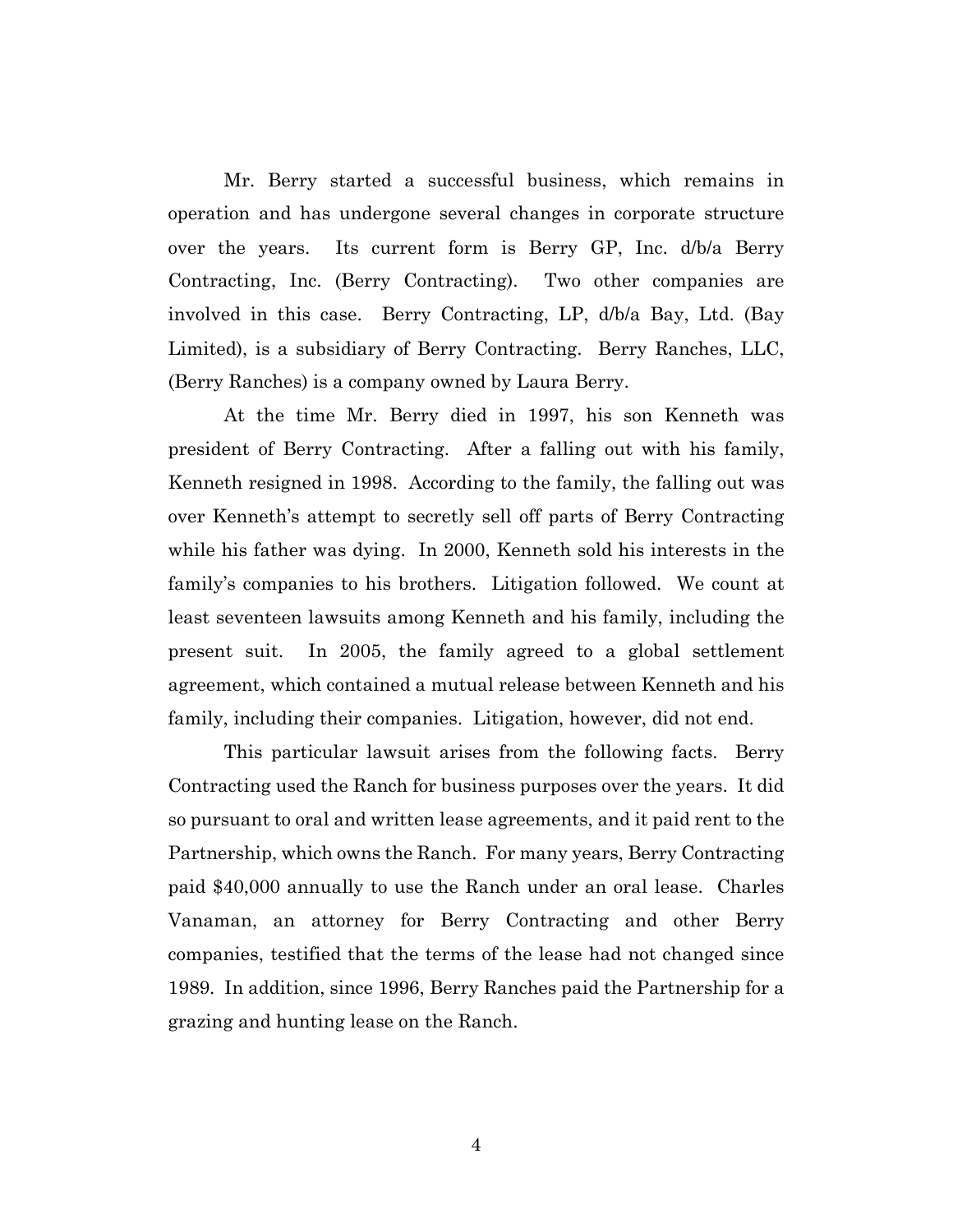Mr. Berry started a successful business, which remains in operation and has undergone several changes in corporate structure over the years. Its current form is Berry GP, Inc. d/b/a Berry Contracting, Inc. (Berry Contracting). Two other companies are involved in this case. Berry Contracting, LP, d/b/a Bay, Ltd. (Bay Limited), is a subsidiary of Berry Contracting. Berry Ranches, LLC, (Berry Ranches) is a company owned by Laura Berry.

At the time Mr. Berry died in 1997, his son Kenneth was president of Berry Contracting. After a falling out with his family, Kenneth resigned in 1998. According to the family, the falling out was over Kenneth's attempt to secretly sell off parts of Berry Contracting while his father was dying. In 2000, Kenneth sold his interests in the family's companies to his brothers. Litigation followed. We count at least seventeen lawsuits among Kenneth and his family, including the present suit. In 2005, the family agreed to a global settlement agreement, which contained a mutual release between Kenneth and his family, including their companies. Litigation, however, did not end.

This particular lawsuit arises from the following facts. Berry Contracting used the Ranch for business purposes over the years. It did so pursuant to oral and written lease agreements, and it paid rent to the Partnership, which owns the Ranch. For many years, Berry Contracting paid $40,000 annually to use the Ranch under an oral lease. Charles Vanaman, an attorney for Berry Contracting and other Berry companies, testified that the terms of the lease had not changed since 1989. In addition, since 1996, Berry Ranches paid the Partnership for a grazing and hunting lease on the Ranch.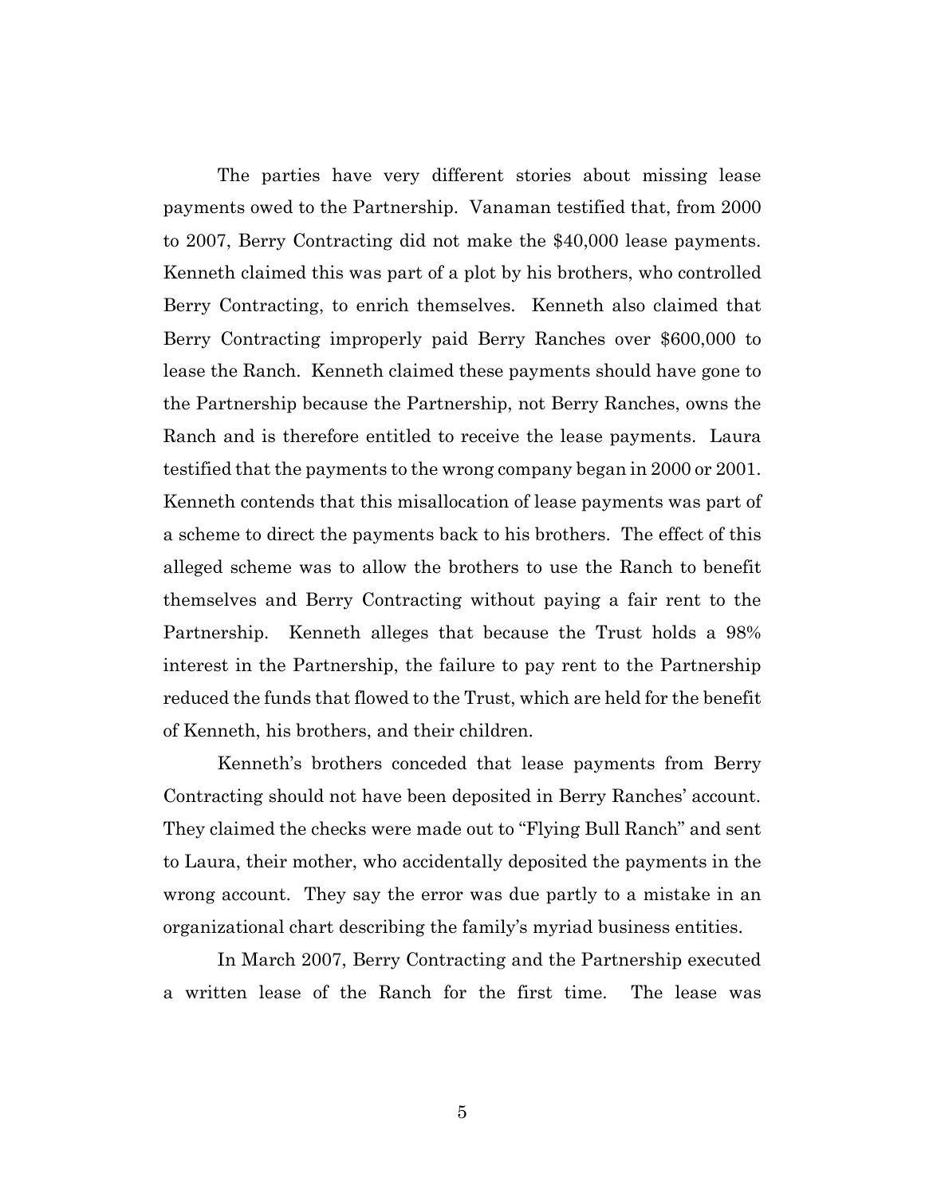The parties have very different stories about missing lease payments owed to the Partnership. Vanaman testified that, from 2000 to 2007, Berry Contracting did not make the $40,000 lease payments. Kenneth claimed this was part of a plot by his brothers, who controlled Berry Contracting, to enrich themselves. Kenneth also claimed that Berry Contracting improperly paid Berry Ranches over $600,000 to lease the Ranch. Kenneth claimed these payments should have gone to the Partnership because the Partnership, not Berry Ranches, owns the Ranch and is therefore entitled to receive the lease payments. Laura testified that the payments to the wrong company began in 2000 or 2001. Kenneth contends that this misallocation of lease payments was part of a scheme to direct the payments back to his brothers. The effect of this alleged scheme was to allow the brothers to use the Ranch to benefit themselves and Berry Contracting without paying a fair rent to the Partnership. Kenneth alleges that because the Trust holds a 98% interest in the Partnership, the failure to pay rent to the Partnership reduced the funds that flowed to the Trust, which are held for the benefit of Kenneth, his brothers, and their children.

Kenneth's brothers conceded that lease payments from Berry Contracting should not have been deposited in Berry Ranches' account. They claimed the checks were made out to "Flying Bull Ranch" and sent to Laura, their mother, who accidentally deposited the payments in the wrong account. They say the error was due partly to a mistake in an organizational chart describing the family's myriad business entities.

In March 2007, Berry Contracting and the Partnership executed a written lease of the Ranch for the first time. The lease was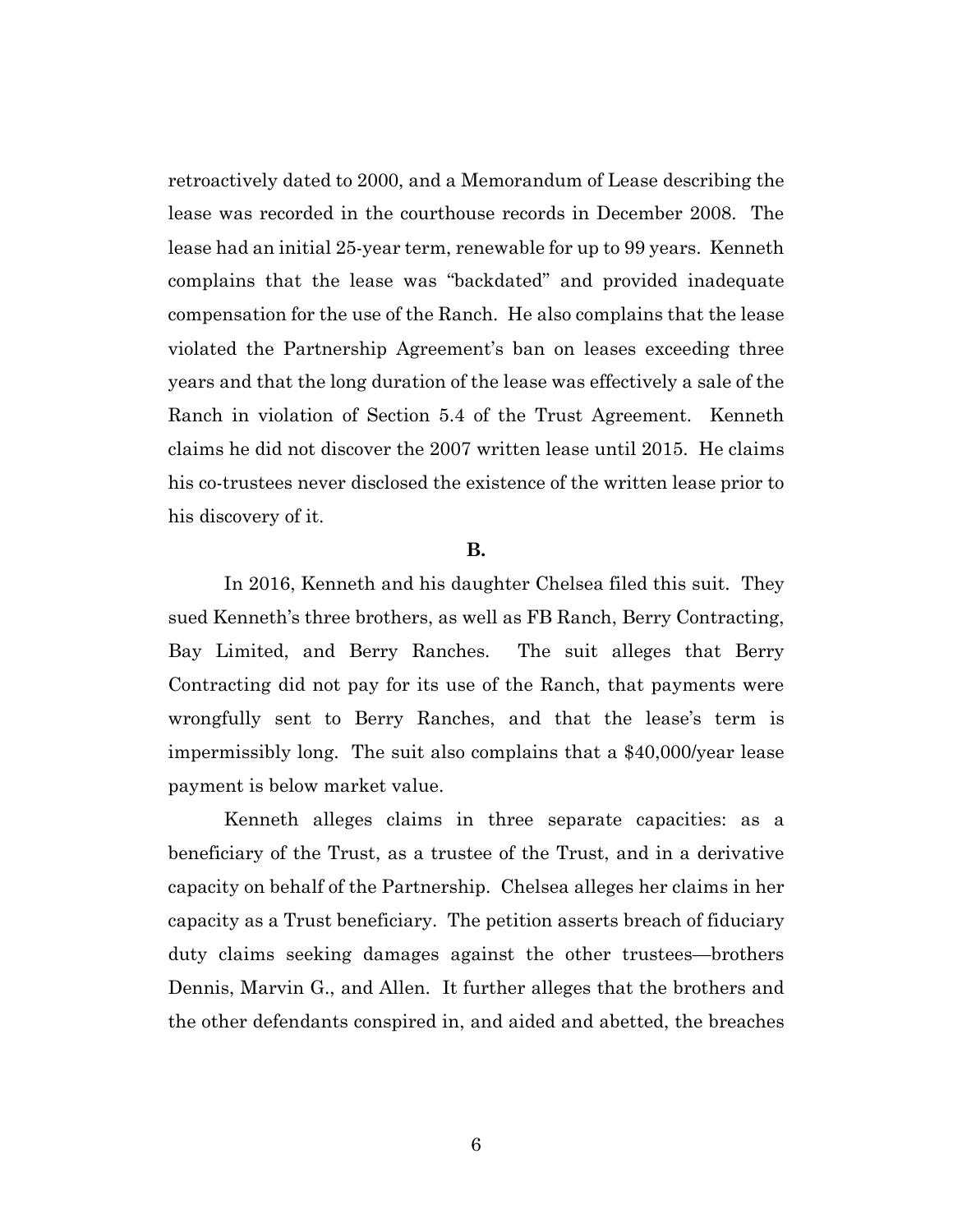retroactively dated to 2000, and a Memorandum of Lease describing the lease was recorded in the courthouse records in December 2008. The lease had an initial 25-year term, renewable for up to 99 years. Kenneth complains that the lease was "backdated" and provided inadequate compensation for the use of the Ranch. He also complains that the lease violated the Partnership Agreement's ban on leases exceeding three years and that the long duration of the lease was effectively a sale of the Ranch in violation of Section 5.4 of the Trust Agreement. Kenneth claims he did not discover the 2007 written lease until 2015. He claims his co-trustees never disclosed the existence of the written lease prior to his discovery of it.

**B.**

In 2016, Kenneth and his daughter Chelsea filed this suit. They sued Kenneth's three brothers, as well as FB Ranch, Berry Contracting, Bay Limited, and Berry Ranches. The suit alleges that Berry Contracting did not pay for its use of the Ranch, that payments were wrongfully sent to Berry Ranches, and that the lease's term is impermissibly long. The suit also complains that a $40,000/year lease payment is below market value.

Kenneth alleges claims in three separate capacities: as a beneficiary of the Trust, as a trustee of the Trust, and in a derivative capacity on behalf of the Partnership. Chelsea alleges her claims in her capacity as a Trust beneficiary. The petition asserts breach of fiduciary duty claims seeking damages against the other trustees—brothers Dennis, Marvin G., and Allen. It further alleges that the brothers and the other defendants conspired in, and aided and abetted, the breaches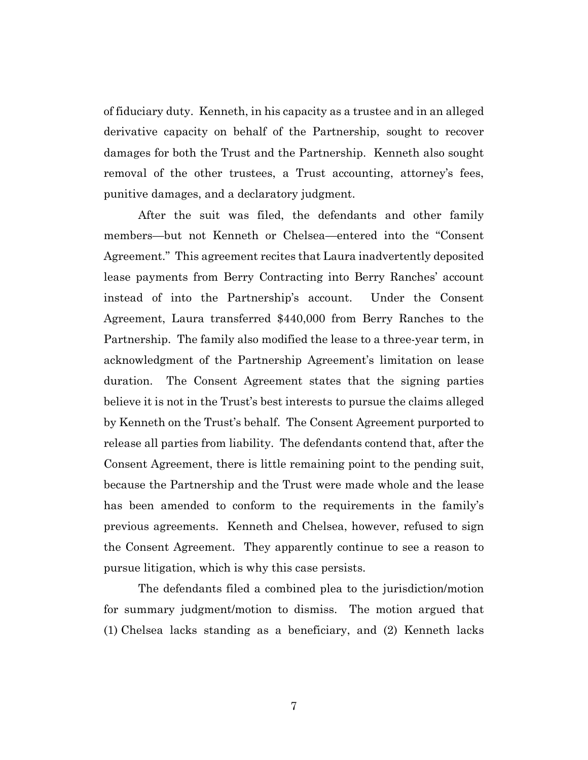of fiduciary duty. Kenneth, in his capacity as a trustee and in an alleged derivative capacity on behalf of the Partnership, sought to recover damages for both the Trust and the Partnership. Kenneth also sought removal of the other trustees, a Trust accounting, attorney's fees, punitive damages, and a declaratory judgment.

After the suit was filed, the defendants and other family members—but not Kenneth or Chelsea—entered into the "Consent Agreement." This agreement recites that Laura inadvertently deposited lease payments from Berry Contracting into Berry Ranches' account instead of into the Partnership's account. Under the Consent Agreement, Laura transferred $440,000 from Berry Ranches to the Partnership. The family also modified the lease to a three-year term, in acknowledgment of the Partnership Agreement's limitation on lease duration. The Consent Agreement states that the signing parties believe it is not in the Trust's best interests to pursue the claims alleged by Kenneth on the Trust's behalf. The Consent Agreement purported to release all parties from liability. The defendants contend that, after the Consent Agreement, there is little remaining point to the pending suit, because the Partnership and the Trust were made whole and the lease has been amended to conform to the requirements in the family's previous agreements. Kenneth and Chelsea, however, refused to sign the Consent Agreement. They apparently continue to see a reason to pursue litigation, which is why this case persists.

The defendants filed a combined plea to the jurisdiction/motion for summary judgment/motion to dismiss. The motion argued that (1) Chelsea lacks standing as a beneficiary, and (2) Kenneth lacks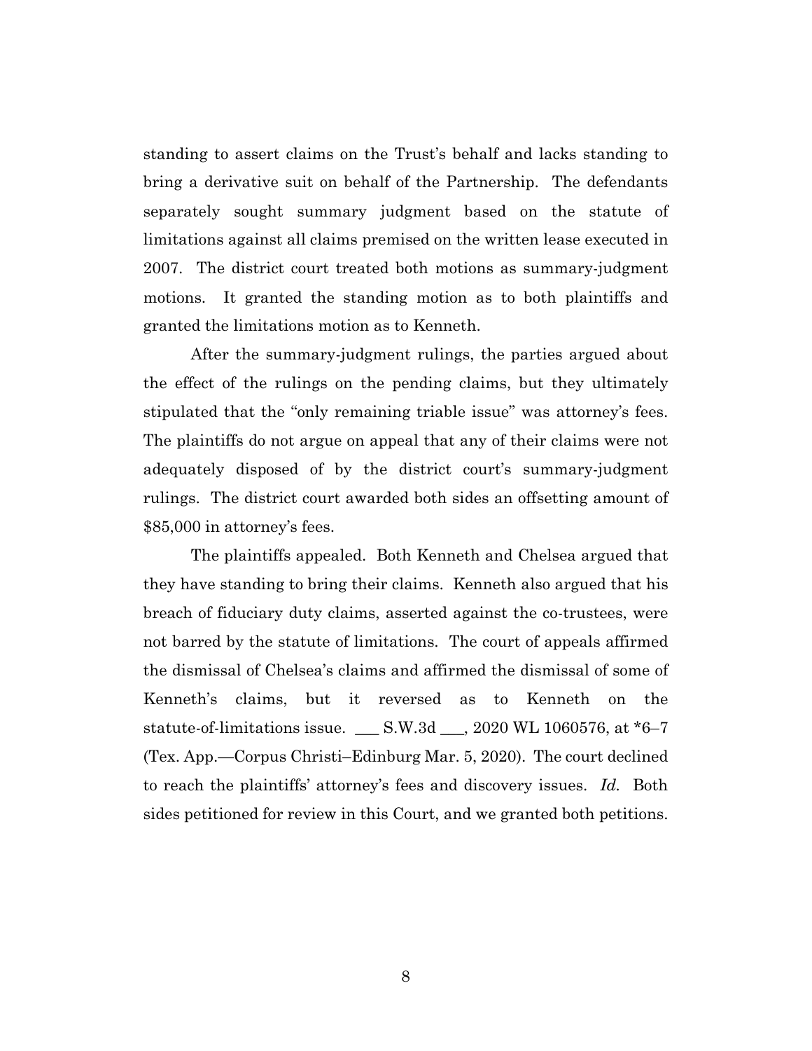standing to assert claims on the Trust's behalf and lacks standing to bring a derivative suit on behalf of the Partnership. The defendants separately sought summary judgment based on the statute of limitations against all claims premised on the written lease executed in 2007. The district court treated both motions as summary-judgment motions. It granted the standing motion as to both plaintiffs and granted the limitations motion as to Kenneth.

After the summary-judgment rulings, the parties argued about the effect of the rulings on the pending claims, but they ultimately stipulated that the "only remaining triable issue" was attorney's fees. The plaintiffs do not argue on appeal that any of their claims were not adequately disposed of by the district court's summary-judgment rulings. The district court awarded both sides an offsetting amount of $85,000 in attorney's fees.

The plaintiffs appealed. Both Kenneth and Chelsea argued that they have standing to bring their claims. Kenneth also argued that his breach of fiduciary duty claims, asserted against the co-trustees, were not barred by the statute of limitations. The court of appeals affirmed the dismissal of Chelsea's claims and affirmed the dismissal of some of Kenneth's claims, but it reversed as to Kenneth on the statute-of-limitations issue. ___ S.W.3d ___, 2020 WL 1060576, at *6–7 (Tex. App.—Corpus Christi–Edinburg Mar. 5, 2020). The court declined to reach the plaintiffs' attorney's fees and discovery issues. *Id.* Both sides petitioned for review in this Court, and we granted both petitions.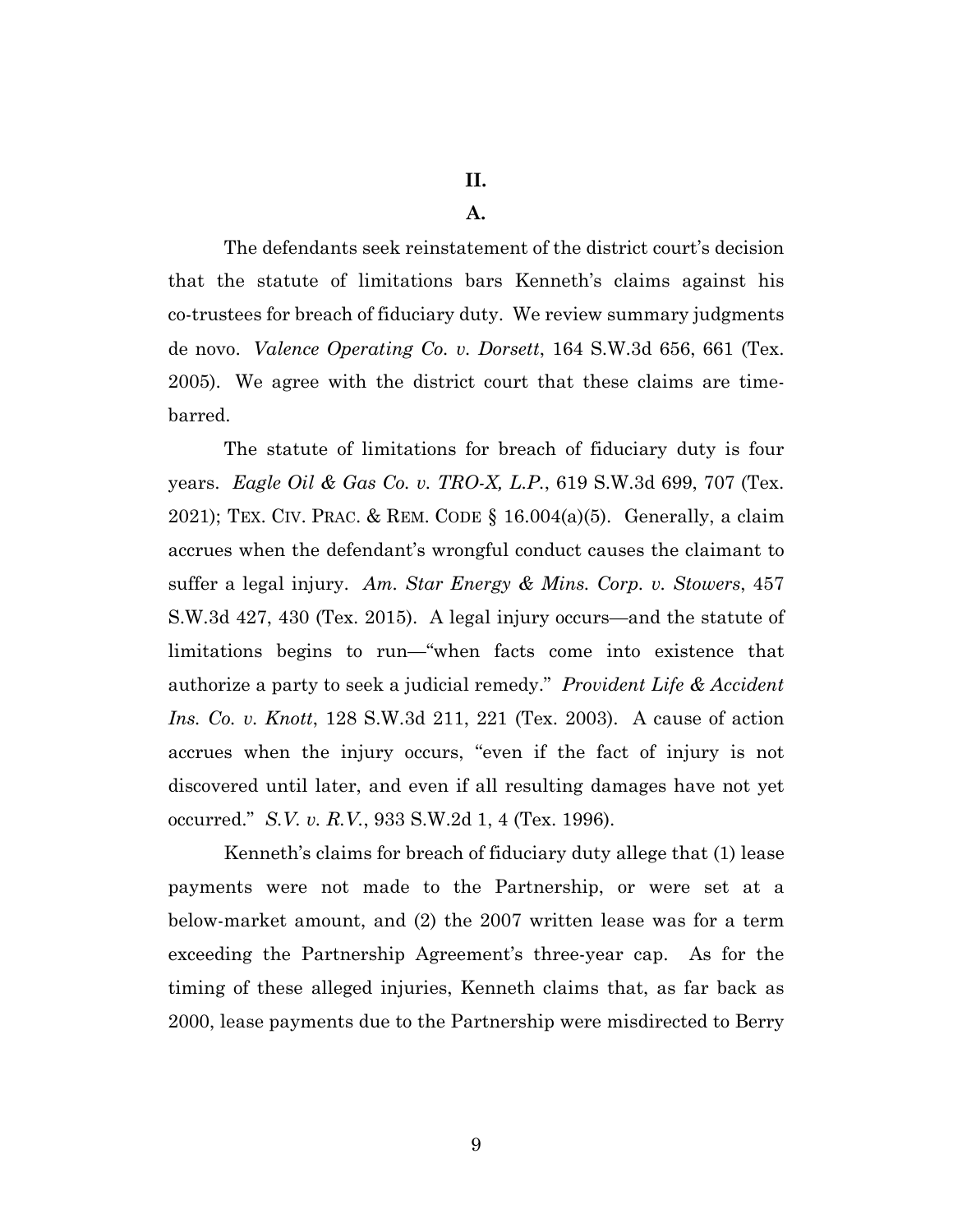## II.

### A.

The defendants seek reinstatement of the district court's decision that the statute of limitations bars Kenneth's claims against his co-trustees for breach of fiduciary duty. We review summary judgments de novo. *Valence Operating Co. v. Dorsett*, 164 S.W.3d 656, 661 (Tex. 2005). We agree with the district court that these claims are time-barred.

The statute of limitations for breach of fiduciary duty is four years. *Eagle Oil & Gas Co. v. TRO-X, L.P.*, 619 S.W.3d 699, 707 (Tex. 2021); TEX. CIV. PRAC. & REM. CODE § 16.004(a)(5). Generally, a claim accrues when the defendant's wrongful conduct causes the claimant to suffer a legal injury. *Am. Star Energy & Mins. Corp. v. Stowers*, 457 S.W.3d 427, 430 (Tex. 2015). A legal injury occurs—and the statute of limitations begins to run—"when facts come into existence that authorize a party to seek a judicial remedy." *Provident Life & Accident Ins. Co. v. Knott*, 128 S.W.3d 211, 221 (Tex. 2003). A cause of action accrues when the injury occurs, "even if the fact of injury is not discovered until later, and even if all resulting damages have not yet occurred." *S.V. v. R.V.*, 933 S.W.2d 1, 4 (Tex. 1996).

Kenneth's claims for breach of fiduciary duty allege that (1) lease payments were not made to the Partnership, or were set at a below-market amount, and (2) the 2007 written lease was for a term exceeding the Partnership Agreement's three-year cap. As for the timing of these alleged injuries, Kenneth claims that, as far back as 2000, lease payments due to the Partnership were misdirected to Berry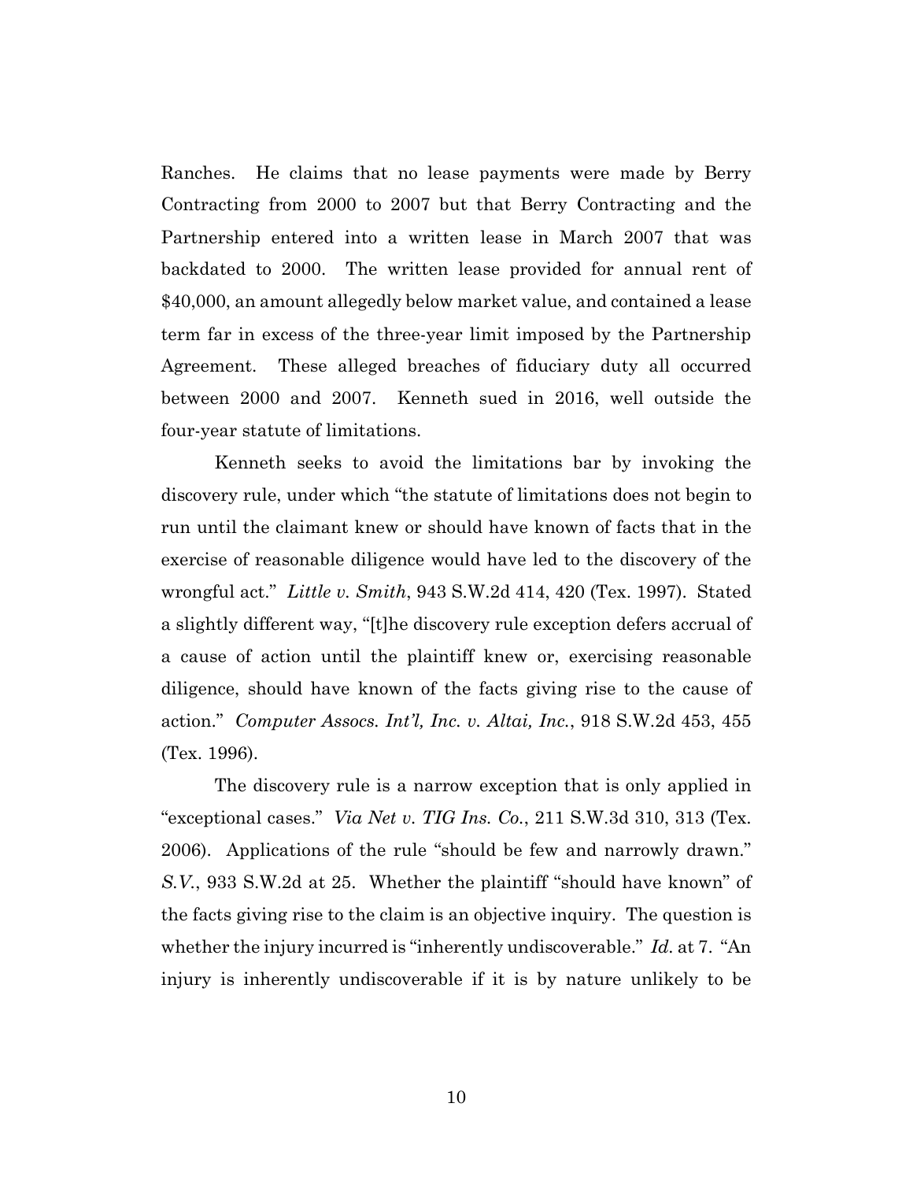Ranches. He claims that no lease payments were made by Berry Contracting from 2000 to 2007 but that Berry Contracting and the Partnership entered into a written lease in March 2007 that was backdated to 2000. The written lease provided for annual rent of $40,000, an amount allegedly below market value, and contained a lease term far in excess of the three-year limit imposed by the Partnership Agreement. These alleged breaches of fiduciary duty all occurred between 2000 and 2007. Kenneth sued in 2016, well outside the four-year statute of limitations.

Kenneth seeks to avoid the limitations bar by invoking the discovery rule, under which "the statute of limitations does not begin to run until the claimant knew or should have known of facts that in the exercise of reasonable diligence would have led to the discovery of the wrongful act." *Little v. Smith*, 943 S.W.2d 414, 420 (Tex. 1997). Stated a slightly different way, "[t]he discovery rule exception defers accrual of a cause of action until the plaintiff knew or, exercising reasonable diligence, should have known of the facts giving rise to the cause of action." *Computer Assocs. Int'l, Inc. v. Altai, Inc.*, 918 S.W.2d 453, 455 (Tex. 1996).

The discovery rule is a narrow exception that is only applied in "exceptional cases." *Via Net v. TIG Ins. Co.*, 211 S.W.3d 310, 313 (Tex. 2006). Applications of the rule "should be few and narrowly drawn." *S.V.*, 933 S.W.2d at 25. Whether the plaintiff "should have known" of the facts giving rise to the claim is an objective inquiry. The question is whether the injury incurred is "inherently undiscoverable." *Id.* at 7. "An injury is inherently undiscoverable if it is by nature unlikely to be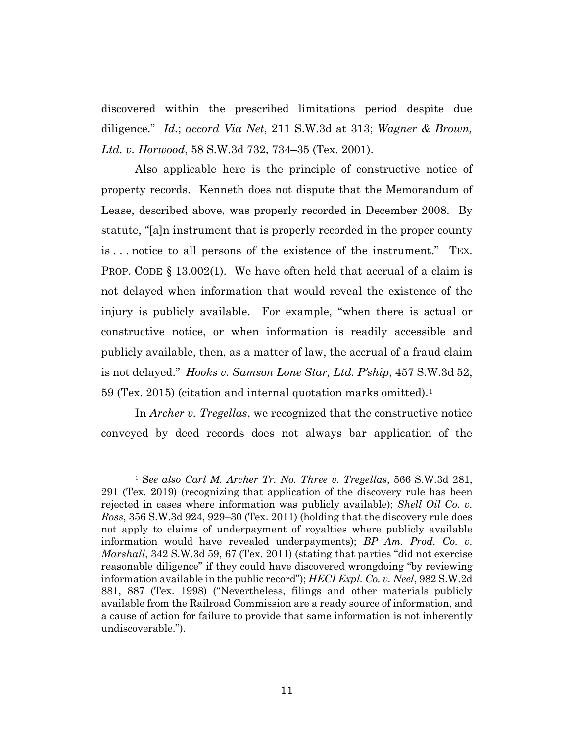discovered within the prescribed limitations period despite due diligence." *Id.*; *accord Via Net*, 211 S.W.3d at 313; *Wagner & Brown, Ltd. v. Horwood*, 58 S.W.3d 732, 734–35 (Tex. 2001).

Also applicable here is the principle of constructive notice of property records. Kenneth does not dispute that the Memorandum of Lease, described above, was properly recorded in December 2008. By statute, "[a]n instrument that is properly recorded in the proper county is . . . notice to all persons of the existence of the instrument." TEX. PROP. CODE § 13.002(1). We have often held that accrual of a claim is not delayed when information that would reveal the existence of the injury is publicly available. For example, "when there is actual or constructive notice, or when information is readily accessible and publicly available, then, as a matter of law, the accrual of a fraud claim is not delayed." *Hooks v. Samson Lone Star, Ltd. P'ship*, 457 S.W.3d 52, 59 (Tex. 2015) (citation and internal quotation marks omitted).[1]

In *Archer v. Tregellas*, we recognized that the constructive notice conveyed by deed records does not always bar application of the

---

[1] S*ee also Carl M. Archer Tr. No. Three v. Tregellas*, 566 S.W.3d 281, 291 (Tex. 2019) (recognizing that application of the discovery rule has been rejected in cases where information was publicly available); *Shell Oil Co. v. Ross*, 356 S.W.3d 924, 929–30 (Tex. 2011) (holding that the discovery rule does not apply to claims of underpayment of royalties where publicly available information would have revealed underpayments); *BP Am. Prod. Co. v. Marshall*, 342 S.W.3d 59, 67 (Tex. 2011) (stating that parties "did not exercise reasonable diligence" if they could have discovered wrongdoing "by reviewing information available in the public record"); *HECI Expl. Co. v. Neel*, 982 S.W.2d 881, 887 (Tex. 1998) ("Nevertheless, filings and other materials publicly available from the Railroad Commission are a ready source of information, and a cause of action for failure to provide that same information is not inherently undiscoverable.").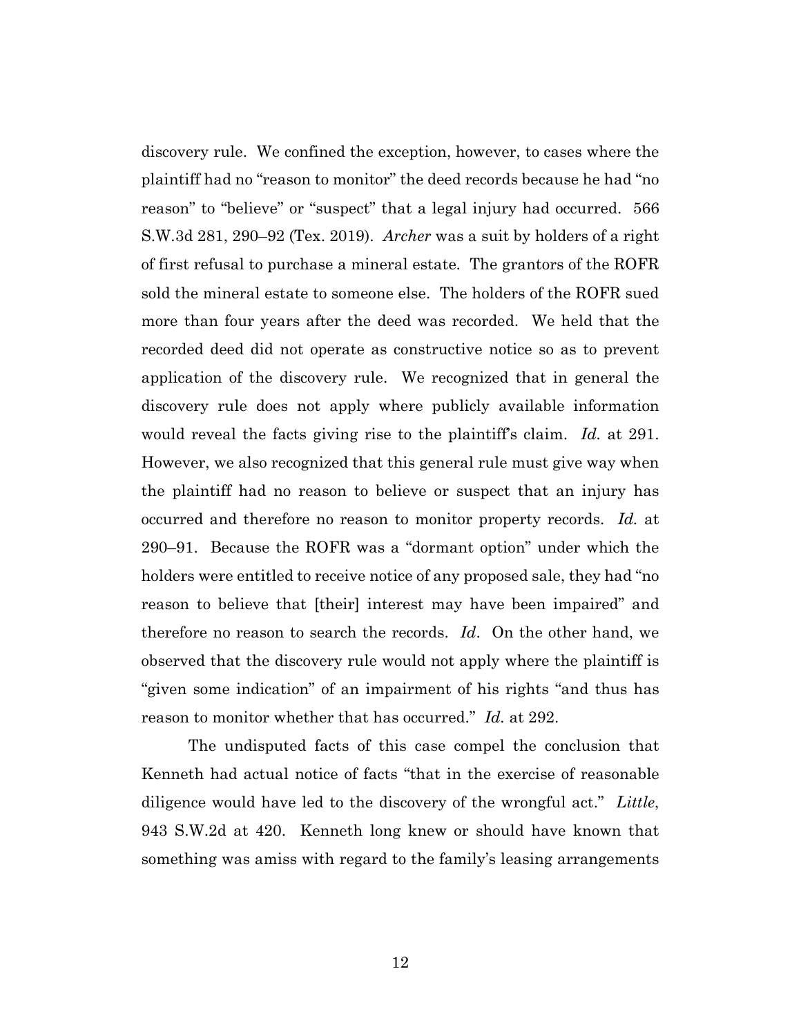discovery rule. We confined the exception, however, to cases where the plaintiff had no "reason to monitor" the deed records because he had "no reason" to "believe" or "suspect" that a legal injury had occurred. 566 S.W.3d 281, 290–92 (Tex. 2019). *Archer* was a suit by holders of a right of first refusal to purchase a mineral estate. The grantors of the ROFR sold the mineral estate to someone else. The holders of the ROFR sued more than four years after the deed was recorded. We held that the recorded deed did not operate as constructive notice so as to prevent application of the discovery rule. We recognized that in general the discovery rule does not apply where publicly available information would reveal the facts giving rise to the plaintiff's claim. *Id.* at 291. However, we also recognized that this general rule must give way when the plaintiff had no reason to believe or suspect that an injury has occurred and therefore no reason to monitor property records. *Id.* at 290–91. Because the ROFR was a "dormant option" under which the holders were entitled to receive notice of any proposed sale, they had "no reason to believe that [their] interest may have been impaired" and therefore no reason to search the records. *Id*. On the other hand, we observed that the discovery rule would not apply where the plaintiff is "given some indication" of an impairment of his rights "and thus has reason to monitor whether that has occurred." *Id.* at 292.

The undisputed facts of this case compel the conclusion that Kenneth had actual notice of facts "that in the exercise of reasonable diligence would have led to the discovery of the wrongful act." *Little*, 943 S.W.2d at 420. Kenneth long knew or should have known that something was amiss with regard to the family's leasing arrangements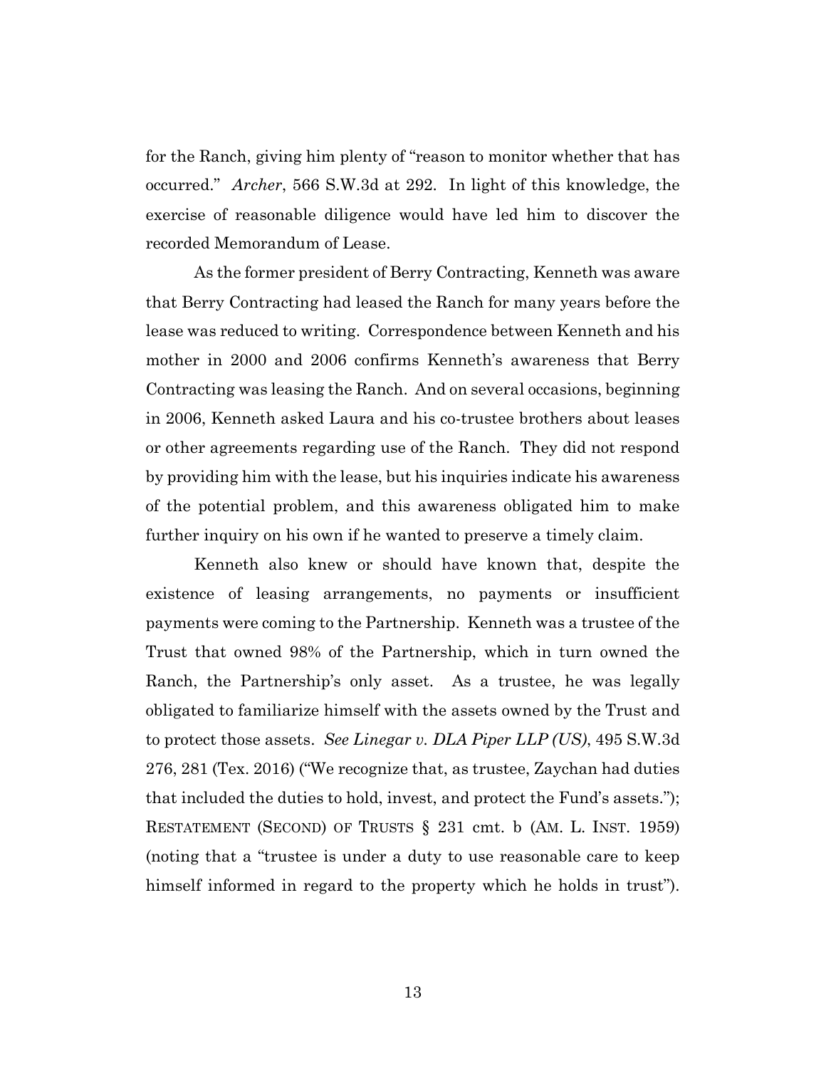for the Ranch, giving him plenty of "reason to monitor whether that has occurred." *Archer*, 566 S.W.3d at 292. In light of this knowledge, the exercise of reasonable diligence would have led him to discover the recorded Memorandum of Lease.

As the former president of Berry Contracting, Kenneth was aware that Berry Contracting had leased the Ranch for many years before the lease was reduced to writing. Correspondence between Kenneth and his mother in 2000 and 2006 confirms Kenneth's awareness that Berry Contracting was leasing the Ranch. And on several occasions, beginning in 2006, Kenneth asked Laura and his co-trustee brothers about leases or other agreements regarding use of the Ranch. They did not respond by providing him with the lease, but his inquiries indicate his awareness of the potential problem, and this awareness obligated him to make further inquiry on his own if he wanted to preserve a timely claim.

Kenneth also knew or should have known that, despite the existence of leasing arrangements, no payments or insufficient payments were coming to the Partnership. Kenneth was a trustee of the Trust that owned 98% of the Partnership, which in turn owned the Ranch, the Partnership's only asset. As a trustee, he was legally obligated to familiarize himself with the assets owned by the Trust and to protect those assets. *See Linegar v. DLA Piper LLP (US)*, 495 S.W.3d 276, 281 (Tex. 2016) ("We recognize that, as trustee, Zaychan had duties that included the duties to hold, invest, and protect the Fund's assets."); RESTATEMENT (SECOND) OF TRUSTS § 231 cmt. b (AM. L. INST. 1959) (noting that a "trustee is under a duty to use reasonable care to keep himself informed in regard to the property which he holds in trust").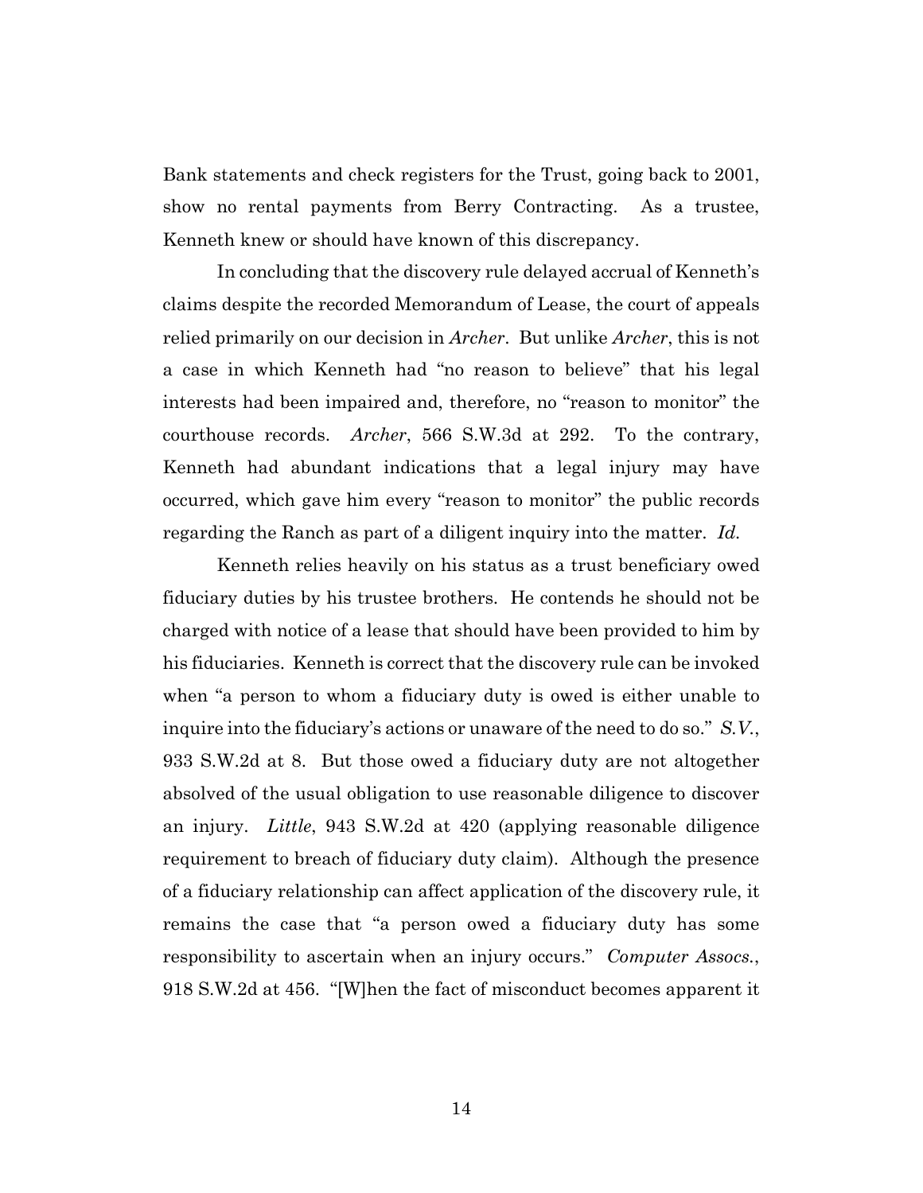Bank statements and check registers for the Trust, going back to 2001, show no rental payments from Berry Contracting. As a trustee, Kenneth knew or should have known of this discrepancy.

In concluding that the discovery rule delayed accrual of Kenneth's claims despite the recorded Memorandum of Lease, the court of appeals relied primarily on our decision in *Archer*. But unlike *Archer*, this is not a case in which Kenneth had "no reason to believe" that his legal interests had been impaired and, therefore, no "reason to monitor" the courthouse records. *Archer*, 566 S.W.3d at 292. To the contrary, Kenneth had abundant indications that a legal injury may have occurred, which gave him every "reason to monitor" the public records regarding the Ranch as part of a diligent inquiry into the matter. *Id.*

Kenneth relies heavily on his status as a trust beneficiary owed fiduciary duties by his trustee brothers. He contends he should not be charged with notice of a lease that should have been provided to him by his fiduciaries. Kenneth is correct that the discovery rule can be invoked when "a person to whom a fiduciary duty is owed is either unable to inquire into the fiduciary's actions or unaware of the need to do so." *S.V.*, 933 S.W.2d at 8. But those owed a fiduciary duty are not altogether absolved of the usual obligation to use reasonable diligence to discover an injury. *Little*, 943 S.W.2d at 420 (applying reasonable diligence requirement to breach of fiduciary duty claim). Although the presence of a fiduciary relationship can affect application of the discovery rule, it remains the case that "a person owed a fiduciary duty has some responsibility to ascertain when an injury occurs." *Computer Assocs.*, 918 S.W.2d at 456. "[W]hen the fact of misconduct becomes apparent it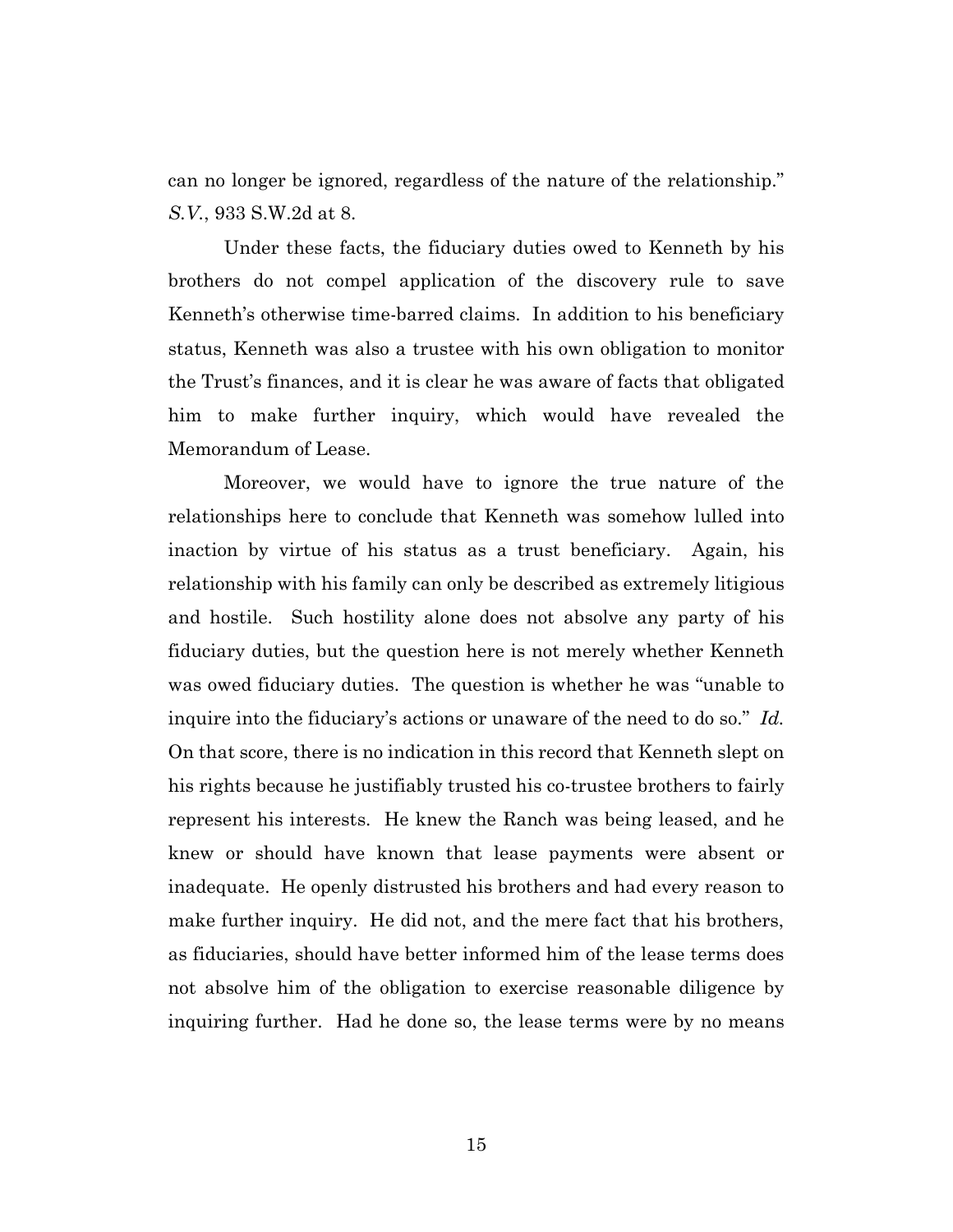can no longer be ignored, regardless of the nature of the relationship." *S.V.*, 933 S.W.2d at 8.

Under these facts, the fiduciary duties owed to Kenneth by his brothers do not compel application of the discovery rule to save Kenneth's otherwise time-barred claims. In addition to his beneficiary status, Kenneth was also a trustee with his own obligation to monitor the Trust's finances, and it is clear he was aware of facts that obligated him to make further inquiry, which would have revealed the Memorandum of Lease.

Moreover, we would have to ignore the true nature of the relationships here to conclude that Kenneth was somehow lulled into inaction by virtue of his status as a trust beneficiary. Again, his relationship with his family can only be described as extremely litigious and hostile. Such hostility alone does not absolve any party of his fiduciary duties, but the question here is not merely whether Kenneth was owed fiduciary duties. The question is whether he was "unable to inquire into the fiduciary's actions or unaware of the need to do so." *Id.* On that score, there is no indication in this record that Kenneth slept on his rights because he justifiably trusted his co-trustee brothers to fairly represent his interests. He knew the Ranch was being leased, and he knew or should have known that lease payments were absent or inadequate. He openly distrusted his brothers and had every reason to make further inquiry. He did not, and the mere fact that his brothers, as fiduciaries, should have better informed him of the lease terms does not absolve him of the obligation to exercise reasonable diligence by inquiring further. Had he done so, the lease terms were by no means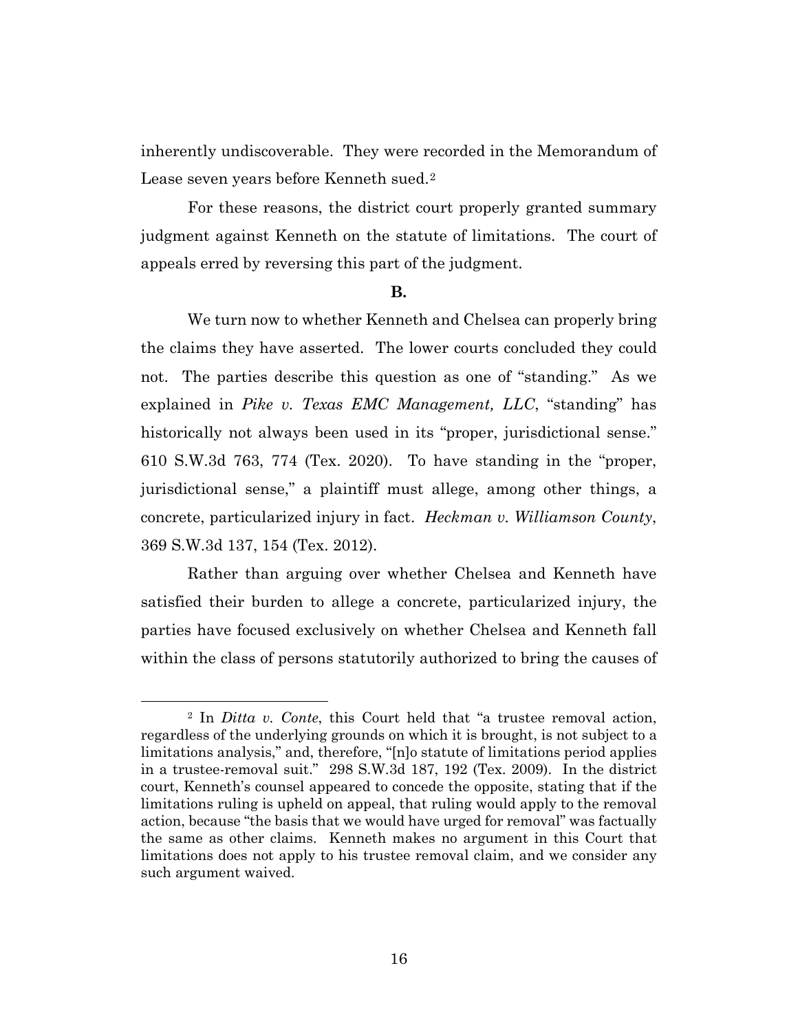inherently undiscoverable. They were recorded in the Memorandum of Lease seven years before Kenneth sued.[2]

For these reasons, the district court properly granted summary judgment against Kenneth on the statute of limitations. The court of appeals erred by reversing this part of the judgment.

**B.**

We turn now to whether Kenneth and Chelsea can properly bring the claims they have asserted. The lower courts concluded they could not. The parties describe this question as one of "standing." As we explained in *Pike v. Texas EMC Management, LLC*, "standing" has historically not always been used in its "proper, jurisdictional sense." 610 S.W.3d 763, 774 (Tex. 2020). To have standing in the "proper, jurisdictional sense," a plaintiff must allege, among other things, a concrete, particularized injury in fact. *Heckman v. Williamson County*, 369 S.W.3d 137, 154 (Tex. 2012).

Rather than arguing over whether Chelsea and Kenneth have satisfied their burden to allege a concrete, particularized injury, the parties have focused exclusively on whether Chelsea and Kenneth fall within the class of persons statutorily authorized to bring the causes of

---

[2] In *Ditta v. Conte*, this Court held that "a trustee removal action, regardless of the underlying grounds on which it is brought, is not subject to a limitations analysis," and, therefore, "[n]o statute of limitations period applies in a trustee-removal suit." 298 S.W.3d 187, 192 (Tex. 2009). In the district court, Kenneth's counsel appeared to concede the opposite, stating that if the limitations ruling is upheld on appeal, that ruling would apply to the removal action, because "the basis that we would have urged for removal" was factually the same as other claims. Kenneth makes no argument in this Court that limitations does not apply to his trustee removal claim, and we consider any such argument waived.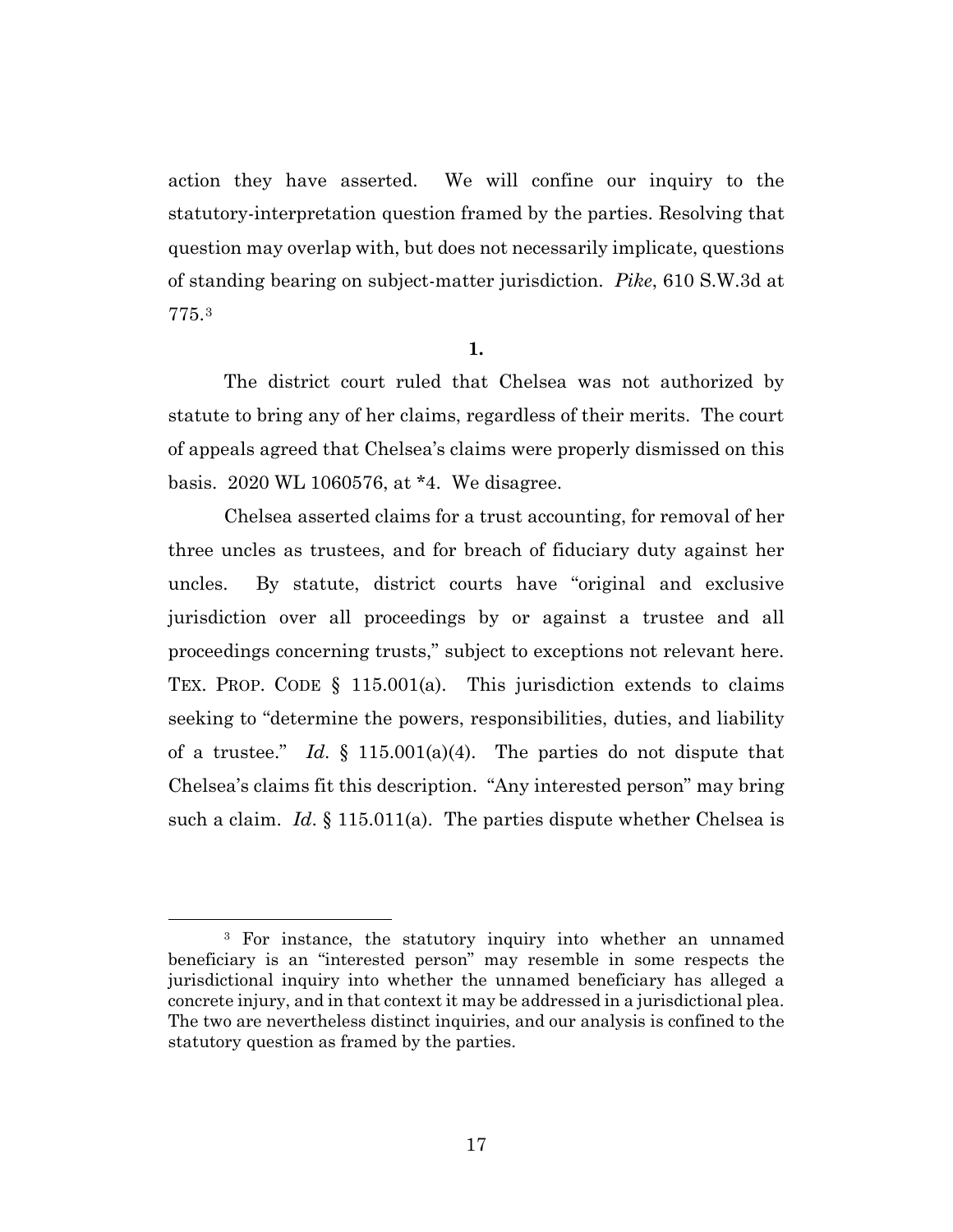action they have asserted. We will confine our inquiry to the statutory-interpretation question framed by the parties. Resolving that question may overlap with, but does not necessarily implicate, questions of standing bearing on subject-matter jurisdiction. *Pike*, 610 S.W.3d at 775.[3]

**1.**

The district court ruled that Chelsea was not authorized by statute to bring any of her claims, regardless of their merits. The court of appeals agreed that Chelsea's claims were properly dismissed on this basis. 2020 WL 1060576, at *4. We disagree.

Chelsea asserted claims for a trust accounting, for removal of her three uncles as trustees, and for breach of fiduciary duty against her uncles. By statute, district courts have "original and exclusive jurisdiction over all proceedings by or against a trustee and all proceedings concerning trusts," subject to exceptions not relevant here. TEX. PROP. CODE § 115.001(a). This jurisdiction extends to claims seeking to "determine the powers, responsibilities, duties, and liability of a trustee." *Id.* § 115.001(a)(4). The parties do not dispute that Chelsea's claims fit this description. "Any interested person" may bring such a claim. *Id.* § 115.011(a). The parties dispute whether Chelsea is

---

[3] For instance, the statutory inquiry into whether an unnamed beneficiary is an "interested person" may resemble in some respects the jurisdictional inquiry into whether the unnamed beneficiary has alleged a concrete injury, and in that context it may be addressed in a jurisdictional plea. The two are nevertheless distinct inquiries, and our analysis is confined to the statutory question as framed by the parties.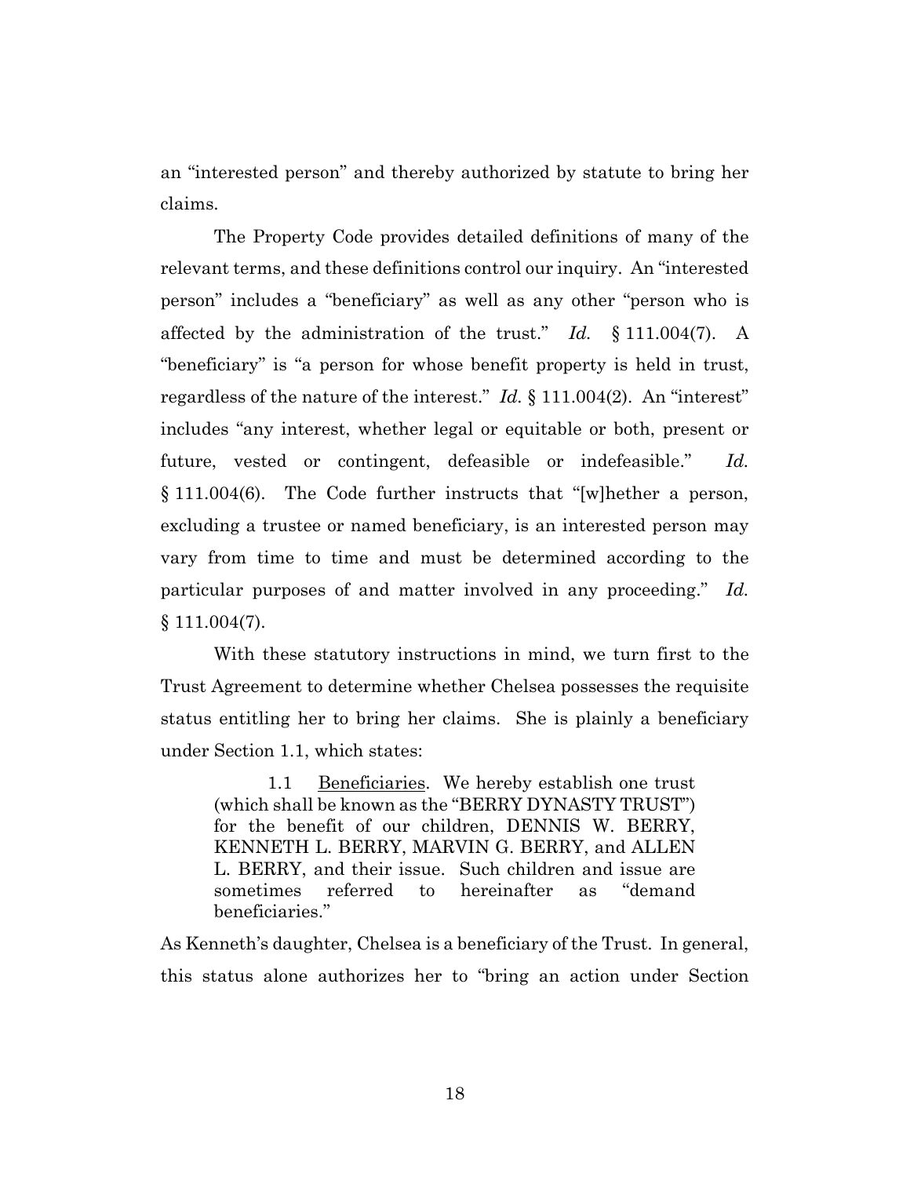an "interested person" and thereby authorized by statute to bring her claims.

The Property Code provides detailed definitions of many of the relevant terms, and these definitions control our inquiry. An "interested person" includes a "beneficiary" as well as any other "person who is affected by the administration of the trust." *Id.* § 111.004(7). A "beneficiary" is "a person for whose benefit property is held in trust, regardless of the nature of the interest." *Id.* § 111.004(2). An "interest" includes "any interest, whether legal or equitable or both, present or future, vested or contingent, defeasible or indefeasible." *Id.* § 111.004(6). The Code further instructs that "[w]hether a person, excluding a trustee or named beneficiary, is an interested person may vary from time to time and must be determined according to the particular purposes of and matter involved in any proceeding." *Id.* § 111.004(7).

With these statutory instructions in mind, we turn first to the Trust Agreement to determine whether Chelsea possesses the requisite status entitling her to bring her claims. She is plainly a beneficiary under Section 1.1, which states:

> 1.1 <u>Beneficiaries</u>. We hereby establish one trust (which shall be known as the "BERRY DYNASTY TRUST") for the benefit of our children, DENNIS W. BERRY, KENNETH L. BERRY, MARVIN G. BERRY, and ALLEN L. BERRY, and their issue. Such children and issue are sometimes referred to hereinafter as "demand beneficiaries."

As Kenneth's daughter, Chelsea is a beneficiary of the Trust. In general, this status alone authorizes her to "bring an action under Section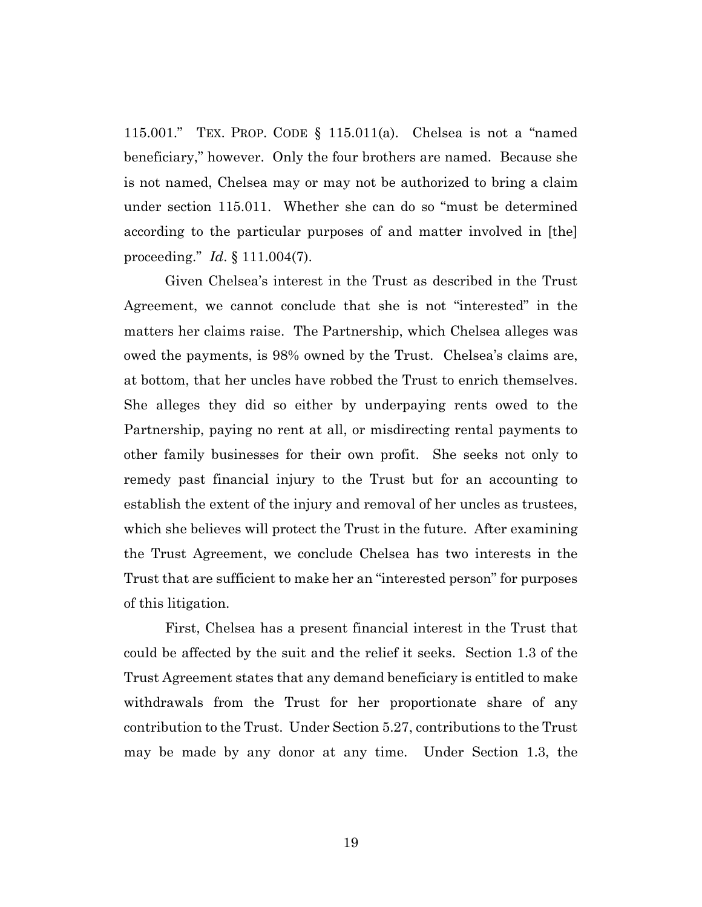115.001." TEX. PROP. CODE § 115.011(a). Chelsea is not a "named beneficiary," however. Only the four brothers are named. Because she is not named, Chelsea may or may not be authorized to bring a claim under section 115.011. Whether she can do so "must be determined according to the particular purposes of and matter involved in [the] proceeding." *Id*. § 111.004(7).

Given Chelsea's interest in the Trust as described in the Trust Agreement, we cannot conclude that she is not "interested" in the matters her claims raise. The Partnership, which Chelsea alleges was owed the payments, is 98% owned by the Trust. Chelsea's claims are, at bottom, that her uncles have robbed the Trust to enrich themselves. She alleges they did so either by underpaying rents owed to the Partnership, paying no rent at all, or misdirecting rental payments to other family businesses for their own profit. She seeks not only to remedy past financial injury to the Trust but for an accounting to establish the extent of the injury and removal of her uncles as trustees, which she believes will protect the Trust in the future. After examining the Trust Agreement, we conclude Chelsea has two interests in the Trust that are sufficient to make her an "interested person" for purposes of this litigation.

First, Chelsea has a present financial interest in the Trust that could be affected by the suit and the relief it seeks. Section 1.3 of the Trust Agreement states that any demand beneficiary is entitled to make withdrawals from the Trust for her proportionate share of any contribution to the Trust. Under Section 5.27, contributions to the Trust may be made by any donor at any time. Under Section 1.3, the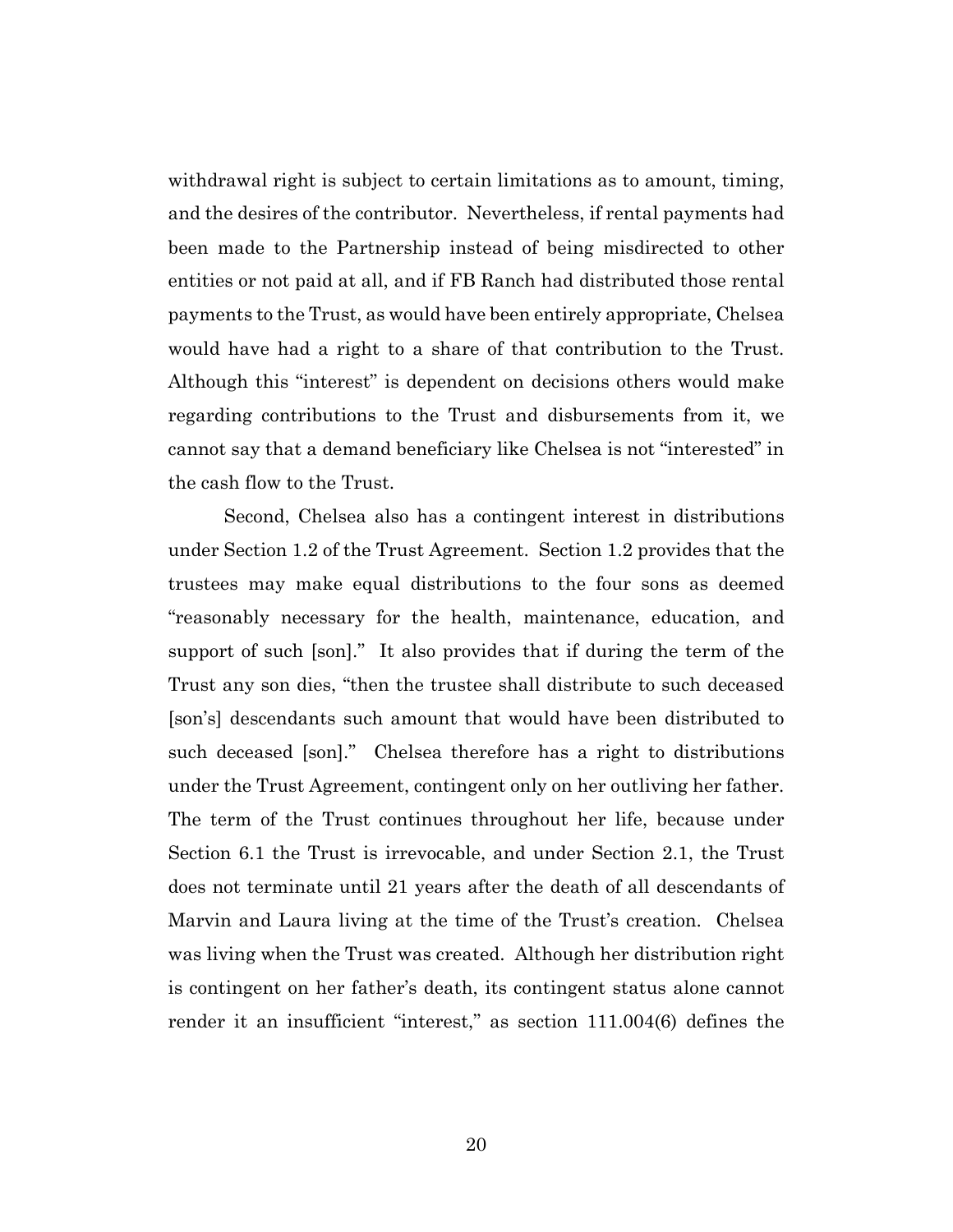withdrawal right is subject to certain limitations as to amount, timing, and the desires of the contributor. Nevertheless, if rental payments had been made to the Partnership instead of being misdirected to other entities or not paid at all, and if FB Ranch had distributed those rental payments to the Trust, as would have been entirely appropriate, Chelsea would have had a right to a share of that contribution to the Trust. Although this "interest" is dependent on decisions others would make regarding contributions to the Trust and disbursements from it, we cannot say that a demand beneficiary like Chelsea is not "interested" in the cash flow to the Trust.

Second, Chelsea also has a contingent interest in distributions under Section 1.2 of the Trust Agreement. Section 1.2 provides that the trustees may make equal distributions to the four sons as deemed "reasonably necessary for the health, maintenance, education, and support of such [son]." It also provides that if during the term of the Trust any son dies, "then the trustee shall distribute to such deceased [son's] descendants such amount that would have been distributed to such deceased [son]." Chelsea therefore has a right to distributions under the Trust Agreement, contingent only on her outliving her father. The term of the Trust continues throughout her life, because under Section 6.1 the Trust is irrevocable, and under Section 2.1, the Trust does not terminate until 21 years after the death of all descendants of Marvin and Laura living at the time of the Trust's creation. Chelsea was living when the Trust was created. Although her distribution right is contingent on her father's death, its contingent status alone cannot render it an insufficient "interest," as section 111.004(6) defines the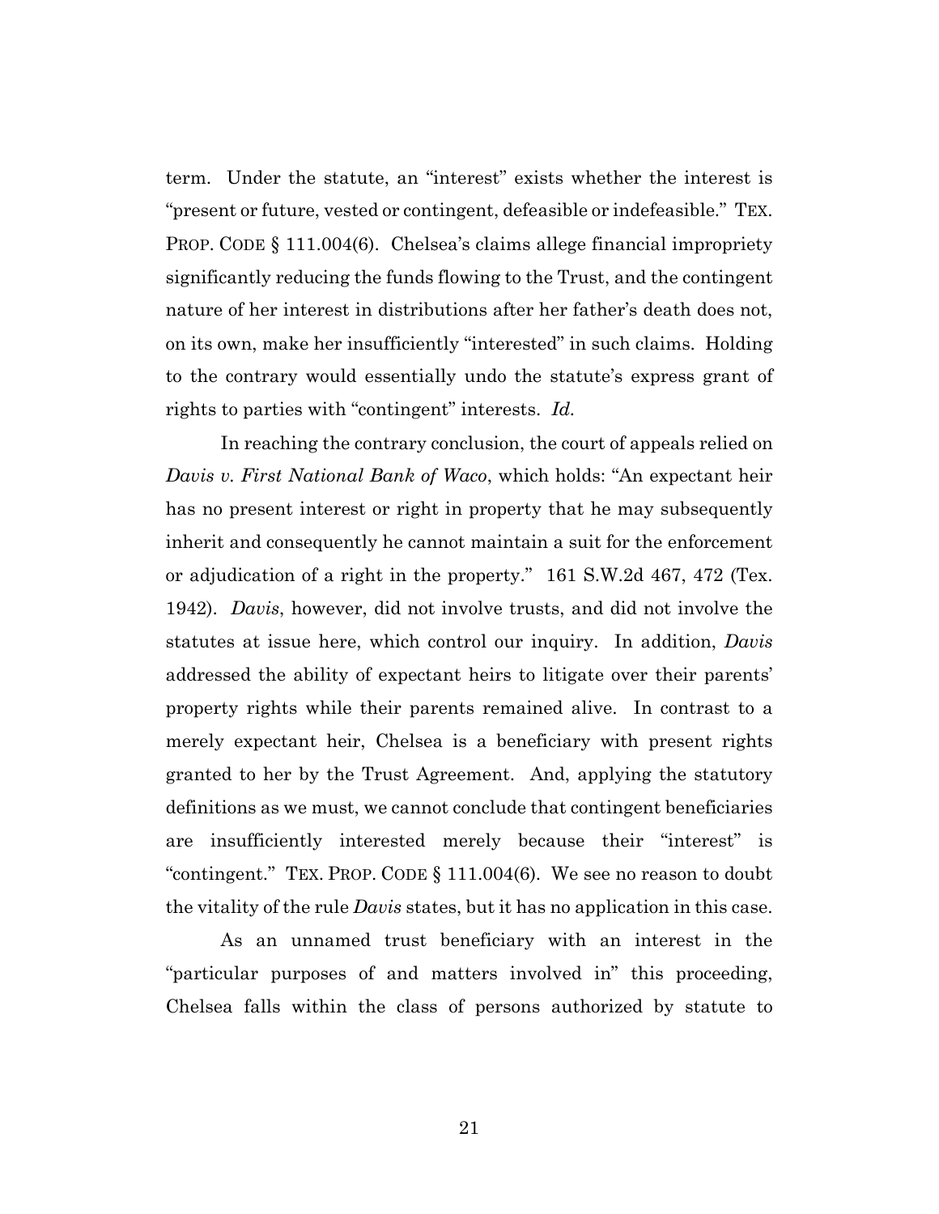term. Under the statute, an "interest" exists whether the interest is "present or future, vested or contingent, defeasible or indefeasible." TEX. PROP. CODE § 111.004(6). Chelsea's claims allege financial impropriety significantly reducing the funds flowing to the Trust, and the contingent nature of her interest in distributions after her father's death does not, on its own, make her insufficiently "interested" in such claims. Holding to the contrary would essentially undo the statute's express grant of rights to parties with "contingent" interests. *Id.*

In reaching the contrary conclusion, the court of appeals relied on *Davis v. First National Bank of Waco*, which holds: "An expectant heir has no present interest or right in property that he may subsequently inherit and consequently he cannot maintain a suit for the enforcement or adjudication of a right in the property." 161 S.W.2d 467, 472 (Tex. 1942). *Davis*, however, did not involve trusts, and did not involve the statutes at issue here, which control our inquiry. In addition, *Davis* addressed the ability of expectant heirs to litigate over their parents' property rights while their parents remained alive. In contrast to a merely expectant heir, Chelsea is a beneficiary with present rights granted to her by the Trust Agreement. And, applying the statutory definitions as we must, we cannot conclude that contingent beneficiaries are insufficiently interested merely because their "interest" is "contingent." TEX. PROP. CODE § 111.004(6). We see no reason to doubt the vitality of the rule *Davis* states, but it has no application in this case.

As an unnamed trust beneficiary with an interest in the "particular purposes of and matters involved in" this proceeding, Chelsea falls within the class of persons authorized by statute to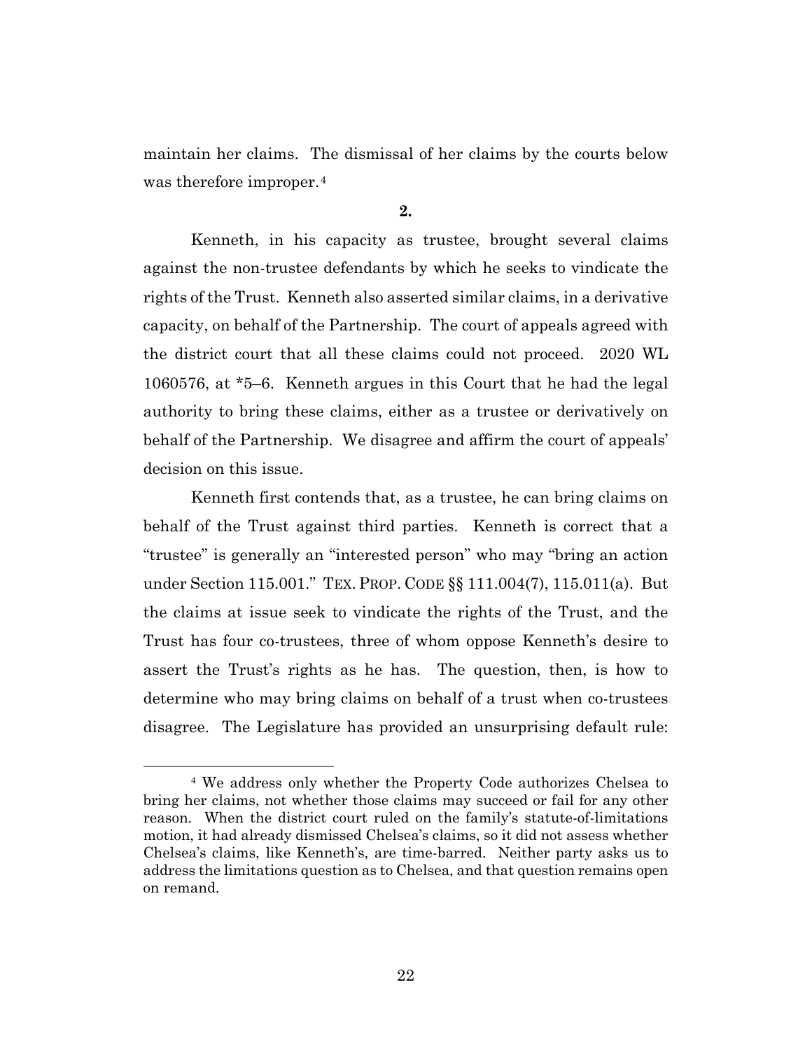maintain her claims. The dismissal of her claims by the courts below was therefore improper.[4]

**2.**

Kenneth, in his capacity as trustee, brought several claims against the non-trustee defendants by which he seeks to vindicate the rights of the Trust. Kenneth also asserted similar claims, in a derivative capacity, on behalf of the Partnership. The court of appeals agreed with the district court that all these claims could not proceed. 2020 WL 1060576, at *5–6. Kenneth argues in this Court that he had the legal authority to bring these claims, either as a trustee or derivatively on behalf of the Partnership. We disagree and affirm the court of appeals' decision on this issue.

Kenneth first contends that, as a trustee, he can bring claims on behalf of the Trust against third parties. Kenneth is correct that a "trustee" is generally an "interested person" who may "bring an action under Section 115.001." TEX. PROP. CODE §§ 111.004(7), 115.011(a). But the claims at issue seek to vindicate the rights of the Trust, and the Trust has four co-trustees, three of whom oppose Kenneth's desire to assert the Trust's rights as he has. The question, then, is how to determine who may bring claims on behalf of a trust when co-trustees disagree. The Legislature has provided an unsurprising default rule:

[4] We address only whether the Property Code authorizes Chelsea to bring her claims, not whether those claims may succeed or fail for any other reason. When the district court ruled on the family's statute-of-limitations motion, it had already dismissed Chelsea's claims, so it did not assess whether Chelsea's claims, like Kenneth's, are time-barred. Neither party asks us to address the limitations question as to Chelsea, and that question remains open on remand.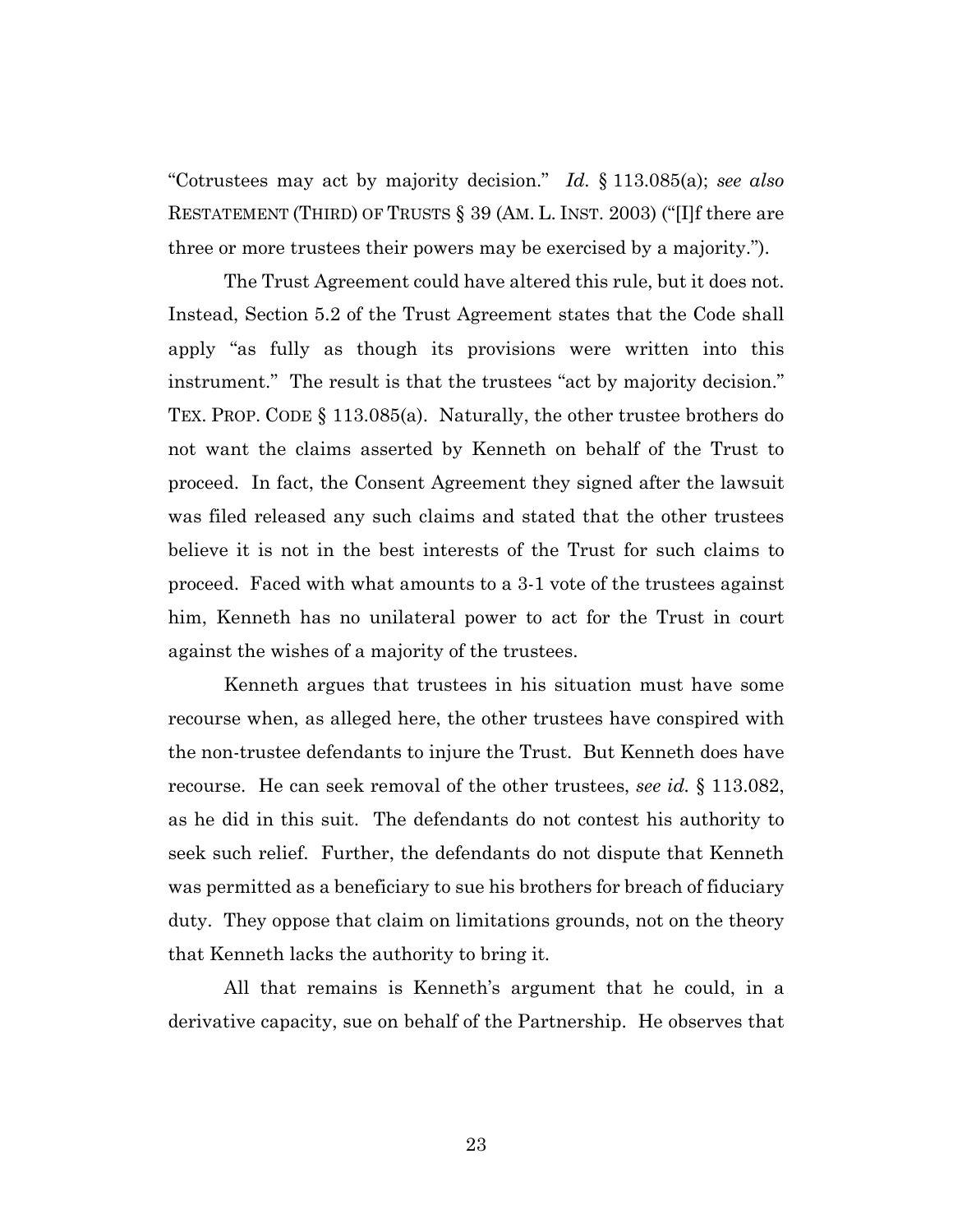"Cotrustees may act by majority decision." *Id.* § 113.085(a); *see also* RESTATEMENT (THIRD) OF TRUSTS § 39 (AM. L. INST. 2003) ("[I]f there are three or more trustees their powers may be exercised by a majority.").

The Trust Agreement could have altered this rule, but it does not. Instead, Section 5.2 of the Trust Agreement states that the Code shall apply "as fully as though its provisions were written into this instrument." The result is that the trustees "act by majority decision." TEX. PROP. CODE § 113.085(a). Naturally, the other trustee brothers do not want the claims asserted by Kenneth on behalf of the Trust to proceed. In fact, the Consent Agreement they signed after the lawsuit was filed released any such claims and stated that the other trustees believe it is not in the best interests of the Trust for such claims to proceed. Faced with what amounts to a 3-1 vote of the trustees against him, Kenneth has no unilateral power to act for the Trust in court against the wishes of a majority of the trustees.

Kenneth argues that trustees in his situation must have some recourse when, as alleged here, the other trustees have conspired with the non-trustee defendants to injure the Trust. But Kenneth does have recourse. He can seek removal of the other trustees, *see id.* § 113.082, as he did in this suit. The defendants do not contest his authority to seek such relief. Further, the defendants do not dispute that Kenneth was permitted as a beneficiary to sue his brothers for breach of fiduciary duty. They oppose that claim on limitations grounds, not on the theory that Kenneth lacks the authority to bring it.

All that remains is Kenneth's argument that he could, in a derivative capacity, sue on behalf of the Partnership. He observes that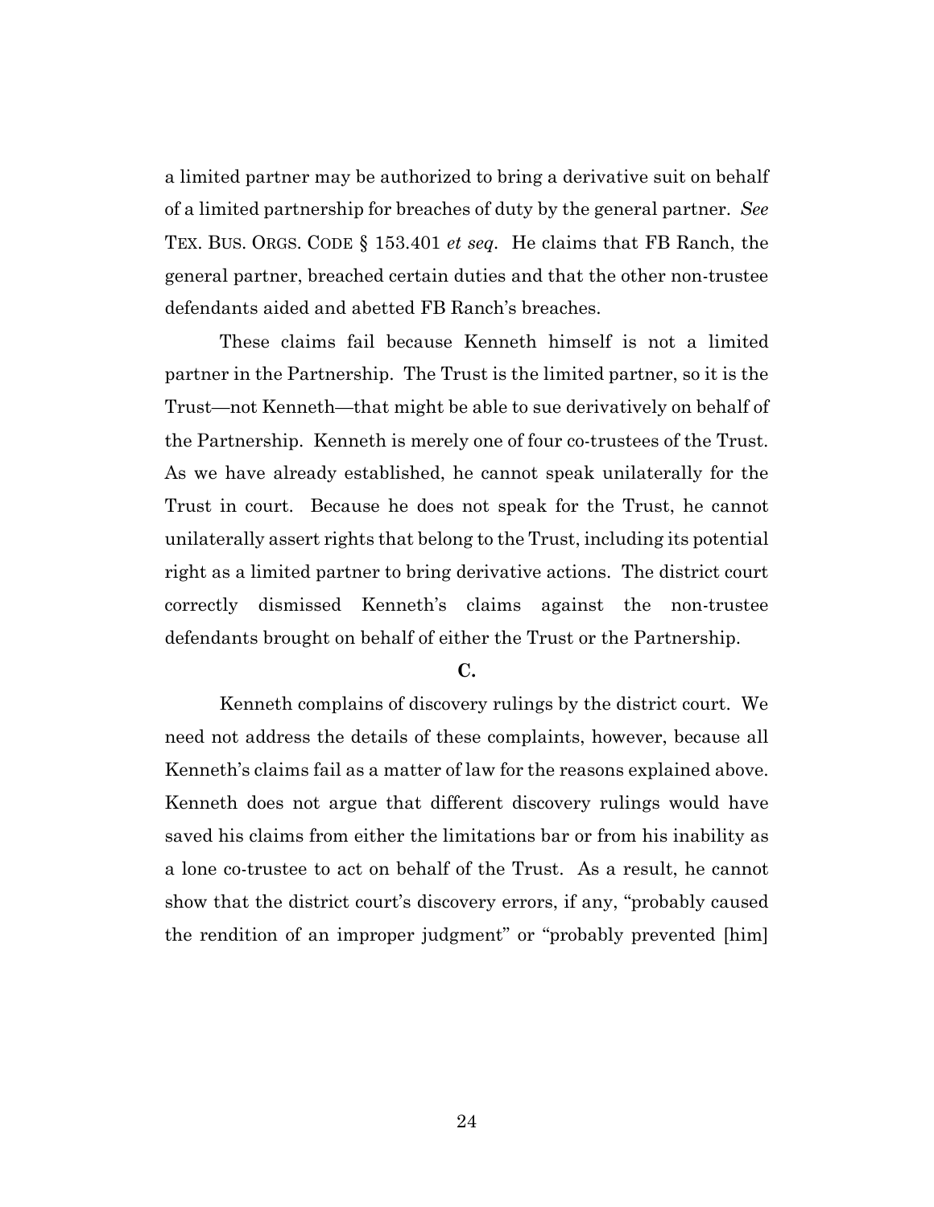a limited partner may be authorized to bring a derivative suit on behalf of a limited partnership for breaches of duty by the general partner. *See* TEX. BUS. ORGS. CODE § 153.401 *et seq*. He claims that FB Ranch, the general partner, breached certain duties and that the other non-trustee defendants aided and abetted FB Ranch's breaches.

These claims fail because Kenneth himself is not a limited partner in the Partnership. The Trust is the limited partner, so it is the Trust—not Kenneth—that might be able to sue derivatively on behalf of the Partnership. Kenneth is merely one of four co-trustees of the Trust. As we have already established, he cannot speak unilaterally for the Trust in court. Because he does not speak for the Trust, he cannot unilaterally assert rights that belong to the Trust, including its potential right as a limited partner to bring derivative actions. The district court correctly dismissed Kenneth's claims against the non-trustee defendants brought on behalf of either the Trust or the Partnership.

### C.

Kenneth complains of discovery rulings by the district court. We need not address the details of these complaints, however, because all Kenneth's claims fail as a matter of law for the reasons explained above. Kenneth does not argue that different discovery rulings would have saved his claims from either the limitations bar or from his inability as a lone co-trustee to act on behalf of the Trust. As a result, he cannot show that the district court's discovery errors, if any, "probably caused the rendition of an improper judgment" or "probably prevented [him]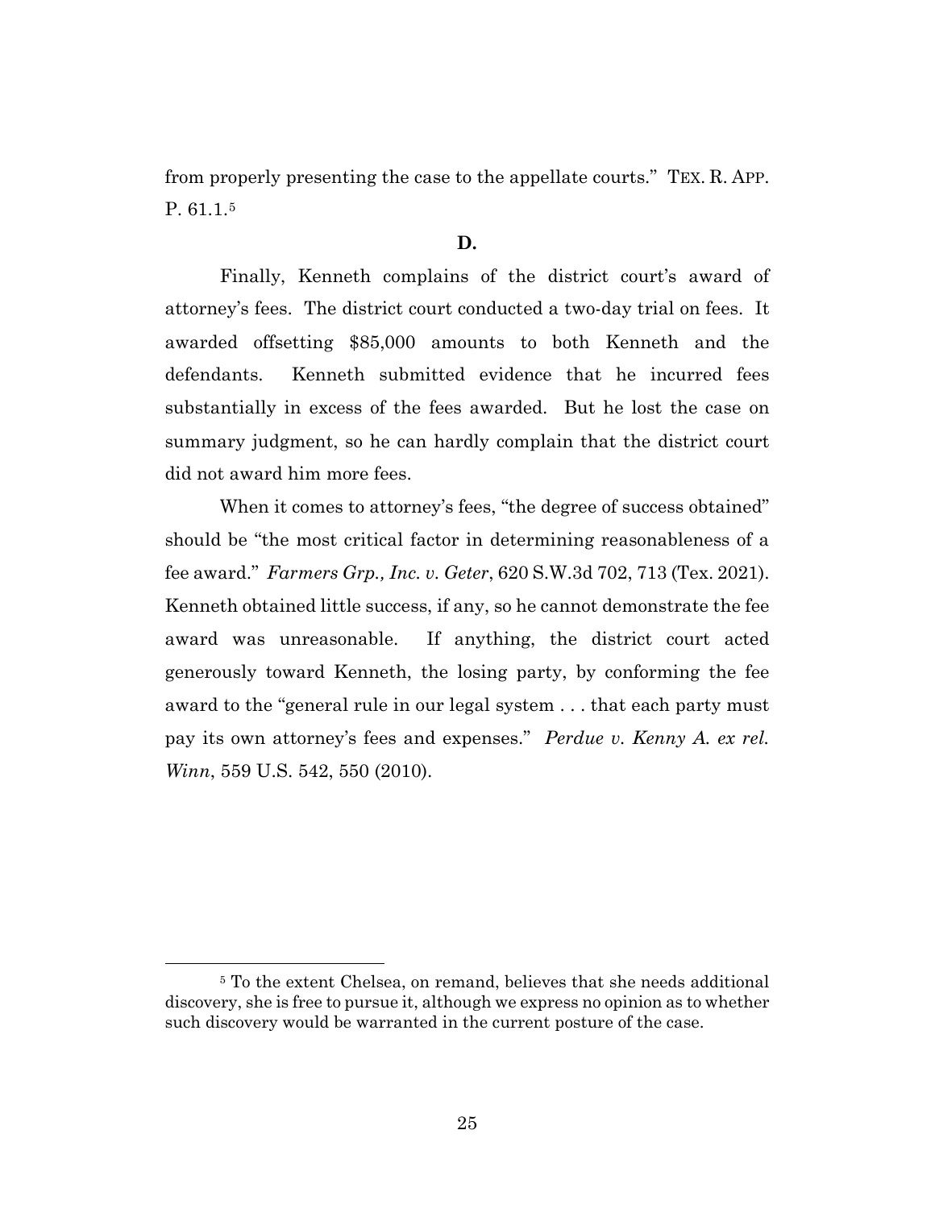from properly presenting the case to the appellate courts." TEX. R. APP. P. 61.1.[5]

**D.**

Finally, Kenneth complains of the district court's award of attorney's fees. The district court conducted a two-day trial on fees. It awarded offsetting $85,000 amounts to both Kenneth and the defendants. Kenneth submitted evidence that he incurred fees substantially in excess of the fees awarded. But he lost the case on summary judgment, so he can hardly complain that the district court did not award him more fees.

When it comes to attorney's fees, "the degree of success obtained" should be "the most critical factor in determining reasonableness of a fee award." *Farmers Grp., Inc. v. Geter*, 620 S.W.3d 702, 713 (Tex. 2021). Kenneth obtained little success, if any, so he cannot demonstrate the fee award was unreasonable. If anything, the district court acted generously toward Kenneth, the losing party, by conforming the fee award to the "general rule in our legal system . . . that each party must pay its own attorney's fees and expenses." *Perdue v. Kenny A. ex rel. Winn*, 559 U.S. 542, 550 (2010).

[5] To the extent Chelsea, on remand, believes that she needs additional discovery, she is free to pursue it, although we express no opinion as to whether such discovery would be warranted in the current posture of the case.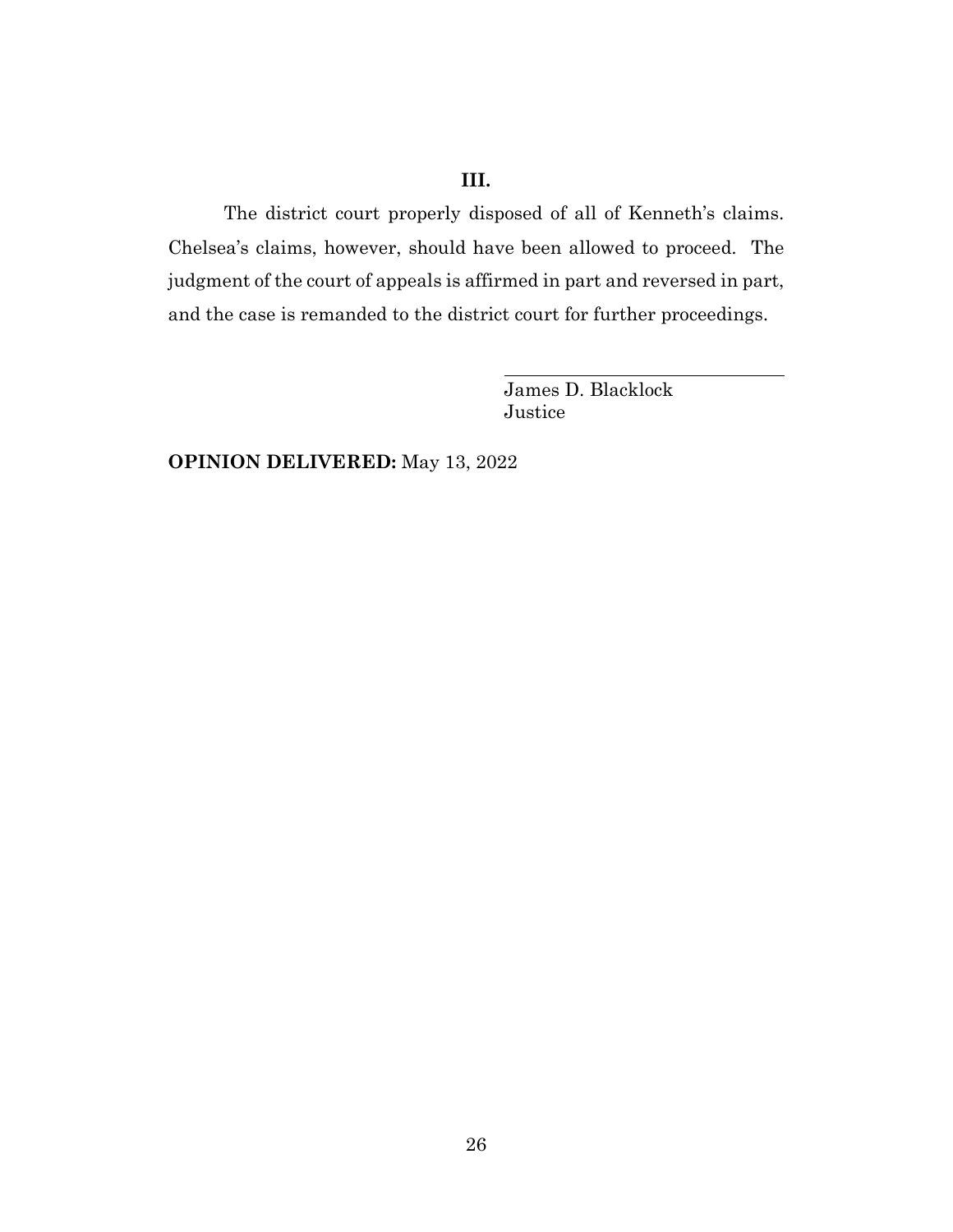## III.

The district court properly disposed of all of Kenneth's claims. Chelsea's claims, however, should have been allowed to proceed. The judgment of the court of appeals is affirmed in part and reversed in part, and the case is remanded to the district court for further proceedings.

James D. Blacklock
Justice

**OPINION DELIVERED:** May 13, 2022